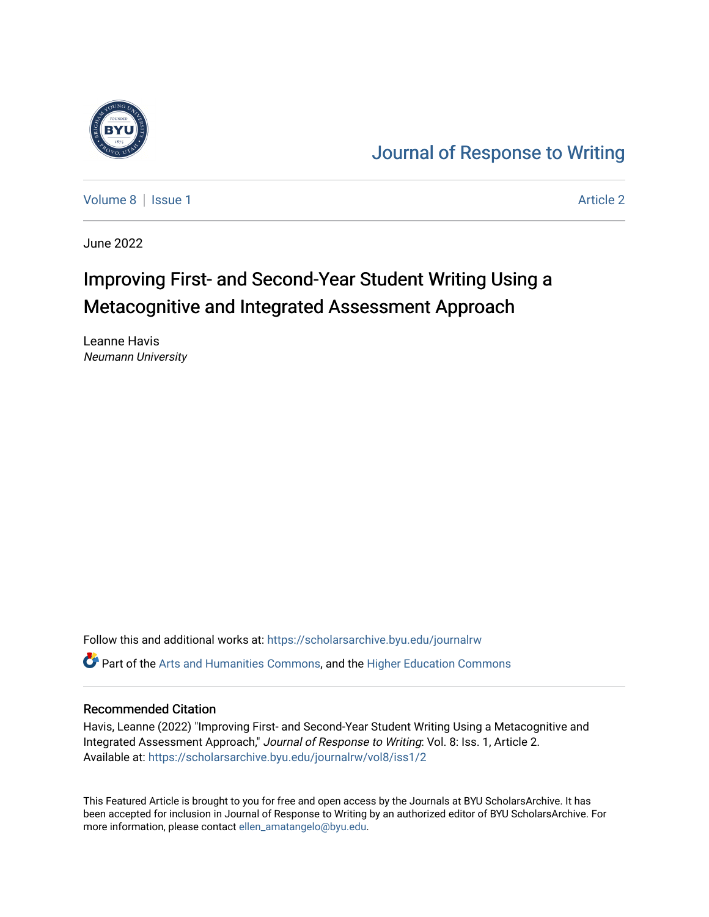Journal of Response to Writing

Volume 8 | Issue 1 | Article 2

June 2022

# Improving First- and Second-Year Student Writing Using a Metacognitive and Integrated Assessment Approach

Leanne Havis
*Neumann University*

Follow this and additional works at: https://scholarsarchive.byu.edu/journalrw

Part of the Arts and Humanities Commons, and the Higher Education Commons

## Recommended Citation

Havis, Leanne (2022) "Improving First- and Second-Year Student Writing Using a Metacognitive and Integrated Assessment Approach," *Journal of Response to Writing*: Vol. 8: Iss. 1, Article 2.
Available at: https://scholarsarchive.byu.edu/journalrw/vol8/iss1/2

This Featured Article is brought to you for free and open access by the Journals at BYU ScholarsArchive. It has been accepted for inclusion in Journal of Response to Writing by an authorized editor of BYU ScholarsArchive. For more information, please contact ellen_amatangelo@byu.edu.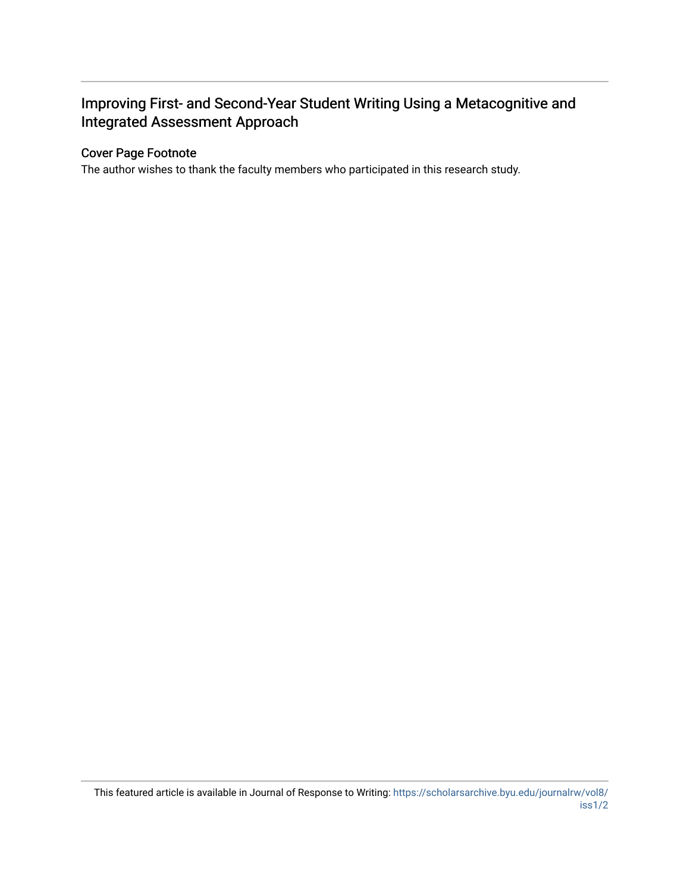# Improving First- and Second-Year Student Writing Using a Metacognitive and Integrated Assessment Approach

## Cover Page Footnote

The author wishes to thank the faculty members who participated in this research study.

This featured article is available in Journal of Response to Writing: https://scholarsarchive.byu.edu/journalrw/vol8/iss1/2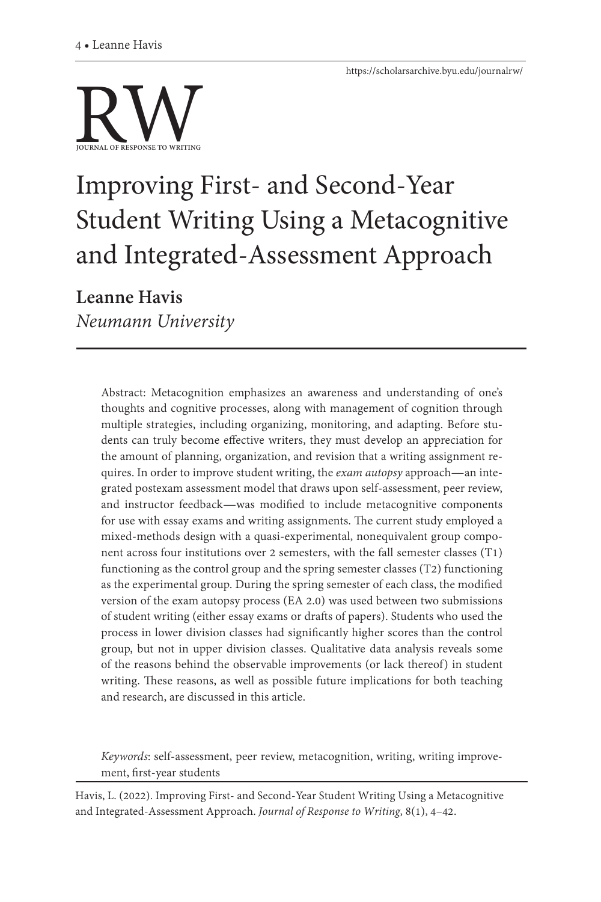# Improving First- and Second-Year Student Writing Using a Metacognitive and Integrated-Assessment Approach

**Leanne Havis**
*Neumann University*

Abstract: Metacognition emphasizes an awareness and understanding of one's thoughts and cognitive processes, along with management of cognition through multiple strategies, including organizing, monitoring, and adapting. Before students can truly become effective writers, they must develop an appreciation for the amount of planning, organization, and revision that a writing assignment requires. In order to improve student writing, the *exam autopsy* approach—an integrated postexam assessment model that draws upon self-assessment, peer review, and instructor feedback—was modified to include metacognitive components for use with essay exams and writing assignments. The current study employed a mixed-methods design with a quasi-experimental, nonequivalent group component across four institutions over 2 semesters, with the fall semester classes (T1) functioning as the control group and the spring semester classes (T2) functioning as the experimental group. During the spring semester of each class, the modified version of the exam autopsy process (EA 2.0) was used between two submissions of student writing (either essay exams or drafts of papers). Students who used the process in lower division classes had significantly higher scores than the control group, but not in upper division classes. Qualitative data analysis reveals some of the reasons behind the observable improvements (or lack thereof) in student writing. These reasons, as well as possible future implications for both teaching and research, are discussed in this article.

*Keywords*: self-assessment, peer review, metacognition, writing, writing improvement, first-year students

Havis, L. (2022). Improving First- and Second-Year Student Writing Using a Metacognitive and Integrated-Assessment Approach. *Journal of Response to Writing*, 8(1), 4–42.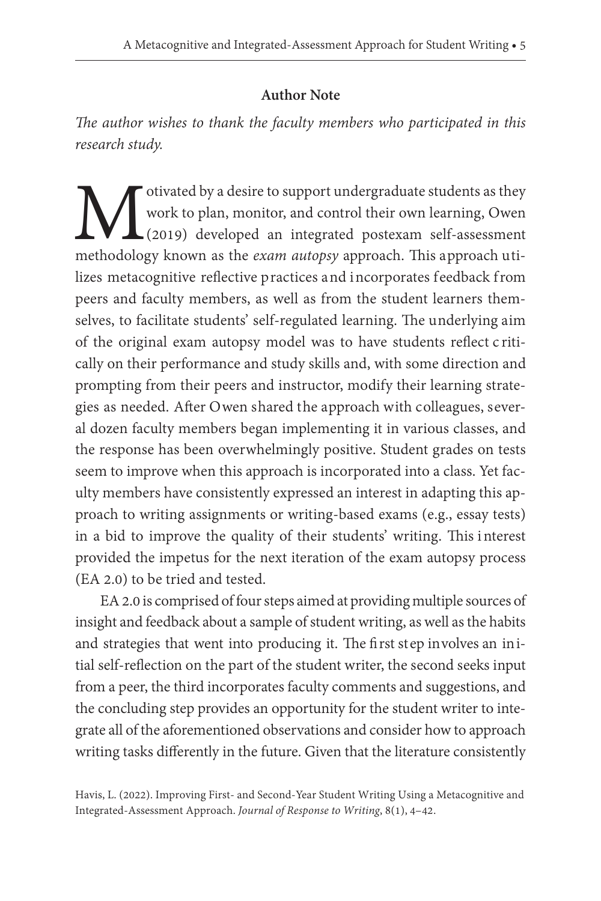## Author Note

*The author wishes to thank the faculty members who participated in this research study.*

Motivated by a desire to support undergraduate students as they work to plan, monitor, and control their own learning, Owen (2019) developed an integrated postexam self-assessment methodology known as the *exam autopsy* approach. This approach utilizes metacognitive reflective practices and incorporates feedback from peers and faculty members, as well as from the student learners themselves, to facilitate students' self-regulated learning. The underlying aim of the original exam autopsy model was to have students reflect critically on their performance and study skills and, with some direction and prompting from their peers and instructor, modify their learning strategies as needed. After Owen shared the approach with colleagues, several dozen faculty members began implementing it in various classes, and the response has been overwhelmingly positive. Student grades on tests seem to improve when this approach is incorporated into a class. Yet faculty members have consistently expressed an interest in adapting this approach to writing assignments or writing-based exams (e.g., essay tests) in a bid to improve the quality of their students' writing. This interest provided the impetus for the next iteration of the exam autopsy process (EA 2.0) to be tried and tested.

EA 2.0 is comprised of four steps aimed at providing multiple sources of insight and feedback about a sample of student writing, as well as the habits and strategies that went into producing it. The first step involves an initial self-reflection on the part of the student writer, the second seeks input from a peer, the third incorporates faculty comments and suggestions, and the concluding step provides an opportunity for the student writer to integrate all of the aforementioned observations and consider how to approach writing tasks differently in the future. Given that the literature consistently

Havis, L. (2022). Improving First- and Second-Year Student Writing Using a Metacognitive and Integrated-Assessment Approach. *Journal of Response to Writing*, 8(1), 4–42.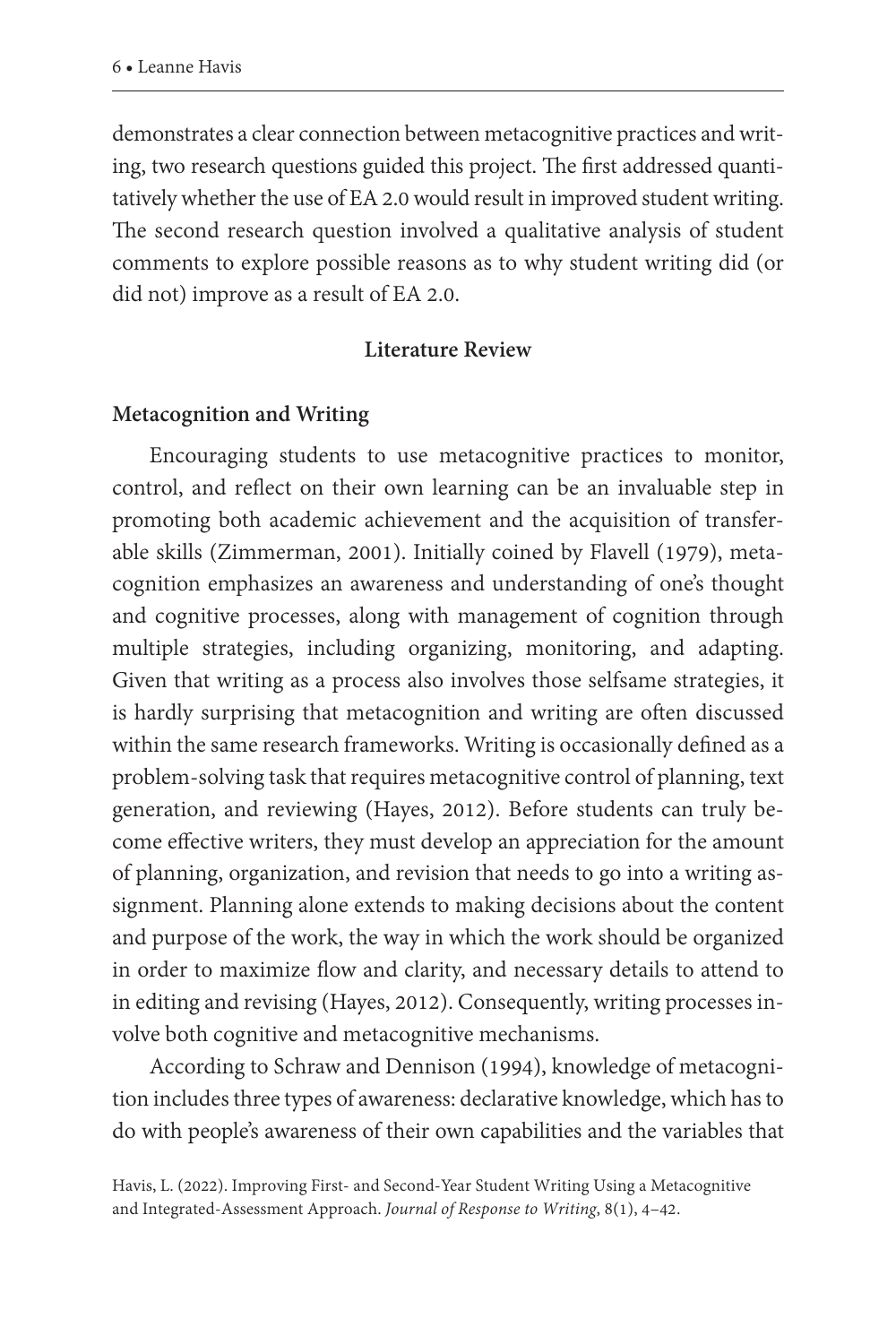demonstrates a clear connection between metacognitive practices and writing, two research questions guided this project. The first addressed quantitatively whether the use of EA 2.0 would result in improved student writing. The second research question involved a qualitative analysis of student comments to explore possible reasons as to why student writing did (or did not) improve as a result of EA 2.0.

## Literature Review

### Metacognition and Writing

Encouraging students to use metacognitive practices to monitor, control, and reflect on their own learning can be an invaluable step in promoting both academic achievement and the acquisition of transferable skills (Zimmerman, 2001). Initially coined by Flavell (1979), metacognition emphasizes an awareness and understanding of one's thought and cognitive processes, along with management of cognition through multiple strategies, including organizing, monitoring, and adapting. Given that writing as a process also involves those selfsame strategies, it is hardly surprising that metacognition and writing are often discussed within the same research frameworks. Writing is occasionally defined as a problem-solving task that requires metacognitive control of planning, text generation, and reviewing (Hayes, 2012). Before students can truly become effective writers, they must develop an appreciation for the amount of planning, organization, and revision that needs to go into a writing assignment. Planning alone extends to making decisions about the content and purpose of the work, the way in which the work should be organized in order to maximize flow and clarity, and necessary details to attend to in editing and revising (Hayes, 2012). Consequently, writing processes involve both cognitive and metacognitive mechanisms.

According to Schraw and Dennison (1994), knowledge of metacognition includes three types of awareness: declarative knowledge, which has to do with people's awareness of their own capabilities and the variables that

Havis, L. (2022). Improving First- and Second-Year Student Writing Using a Metacognitive and Integrated-Assessment Approach. *Journal of Response to Writing*, 8(1), 4–42.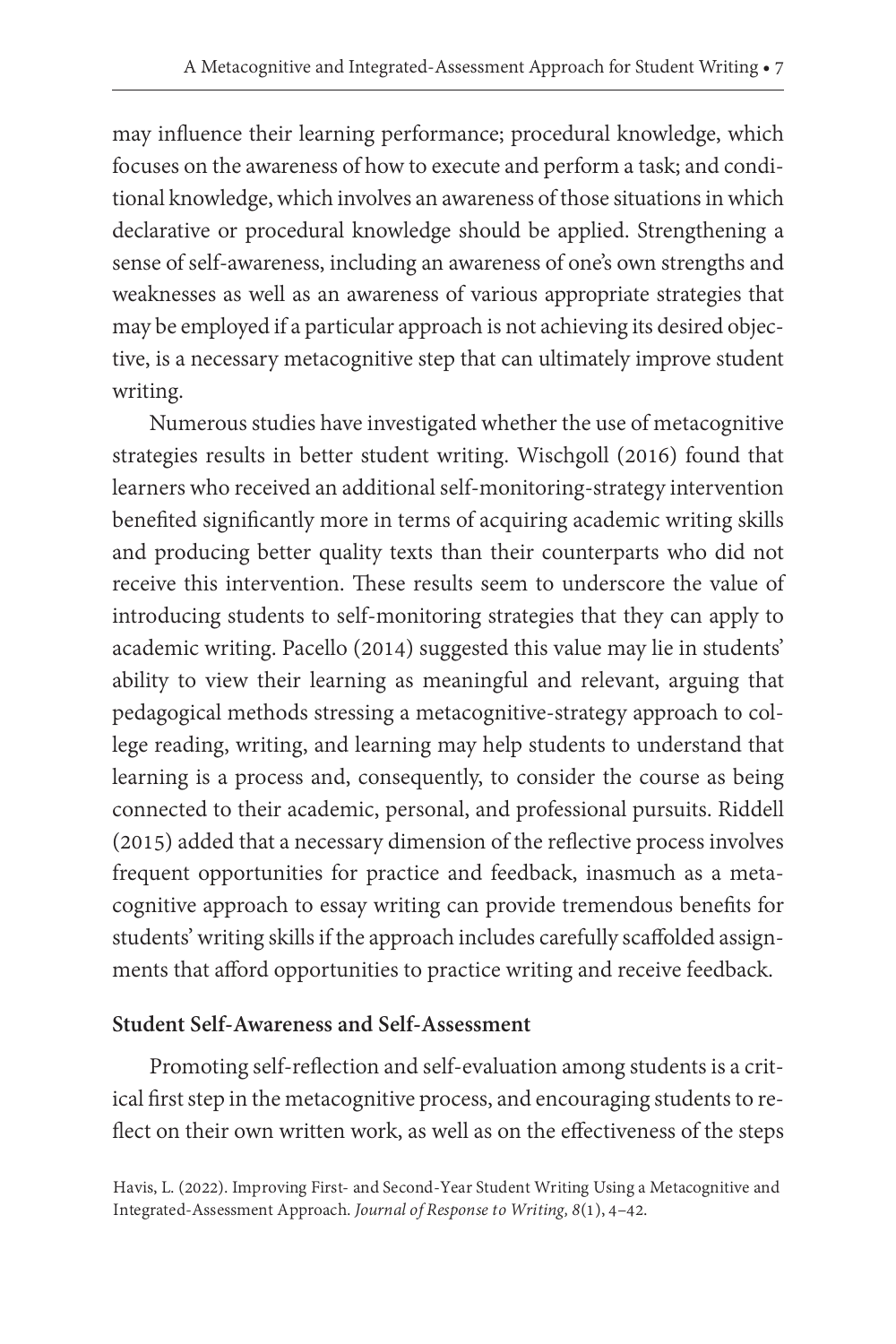may influence their learning performance; procedural knowledge, which focuses on the awareness of how to execute and perform a task; and conditional knowledge, which involves an awareness of those situations in which declarative or procedural knowledge should be applied. Strengthening a sense of self-awareness, including an awareness of one's own strengths and weaknesses as well as an awareness of various appropriate strategies that may be employed if a particular approach is not achieving its desired objective, is a necessary metacognitive step that can ultimately improve student writing.

Numerous studies have investigated whether the use of metacognitive strategies results in better student writing. Wischgoll (2016) found that learners who received an additional self-monitoring-strategy intervention benefited significantly more in terms of acquiring academic writing skills and producing better quality texts than their counterparts who did not receive this intervention. These results seem to underscore the value of introducing students to self-monitoring strategies that they can apply to academic writing. Pacello (2014) suggested this value may lie in students' ability to view their learning as meaningful and relevant, arguing that pedagogical methods stressing a metacognitive-strategy approach to college reading, writing, and learning may help students to understand that learning is a process and, consequently, to consider the course as being connected to their academic, personal, and professional pursuits. Riddell (2015) added that a necessary dimension of the reflective process involves frequent opportunities for practice and feedback, inasmuch as a metacognitive approach to essay writing can provide tremendous benefits for students' writing skills if the approach includes carefully scaffolded assignments that afford opportunities to practice writing and receive feedback.

### Student Self-Awareness and Self-Assessment

Promoting self-reflection and self-evaluation among students is a critical first step in the metacognitive process, and encouraging students to reflect on their own written work, as well as on the effectiveness of the steps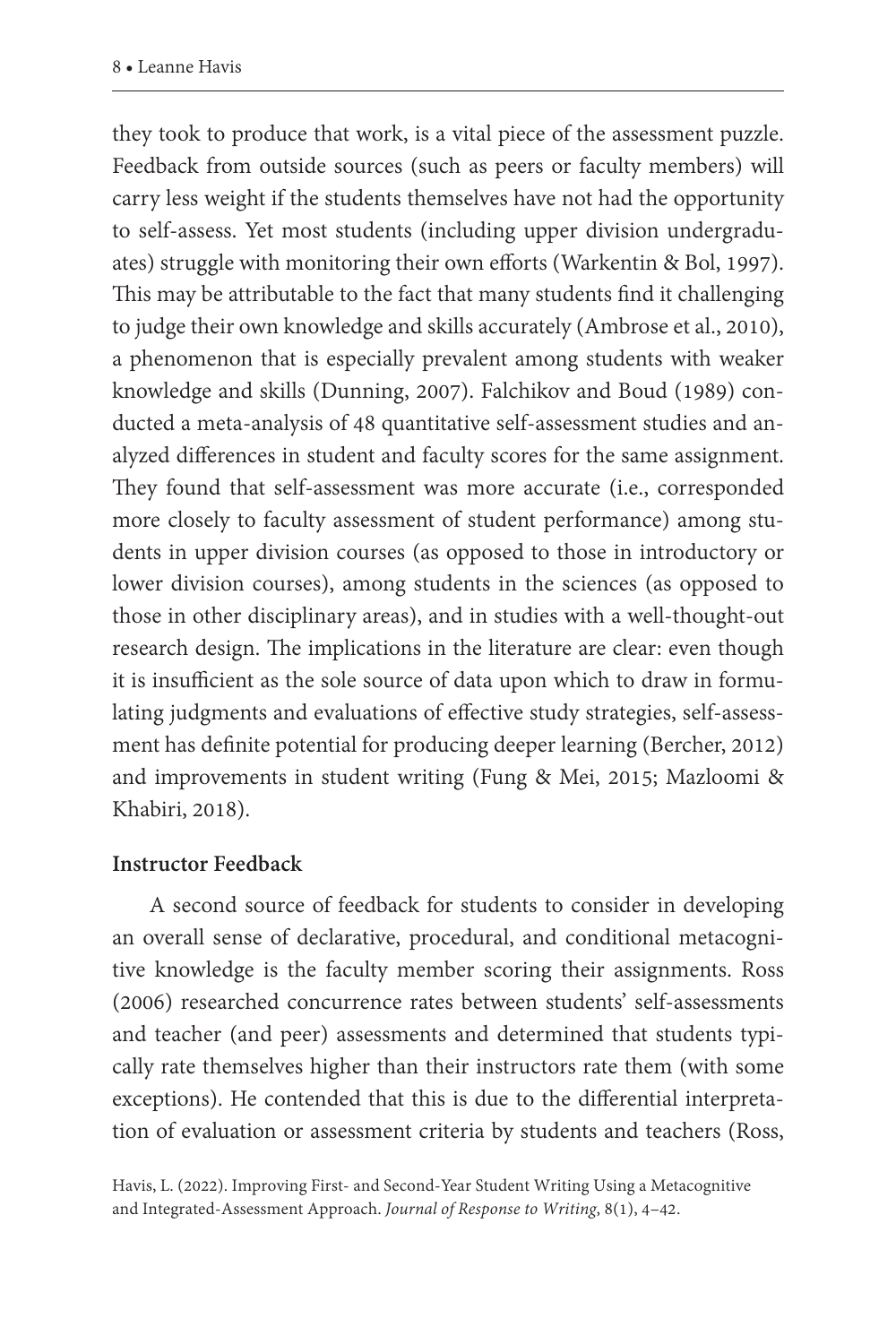they took to produce that work, is a vital piece of the assessment puzzle. Feedback from outside sources (such as peers or faculty members) will carry less weight if the students themselves have not had the opportunity to self-assess. Yet most students (including upper division undergraduates) struggle with monitoring their own efforts (Warkentin & Bol, 1997). This may be attributable to the fact that many students find it challenging to judge their own knowledge and skills accurately (Ambrose et al., 2010), a phenomenon that is especially prevalent among students with weaker knowledge and skills (Dunning, 2007). Falchikov and Boud (1989) conducted a meta-analysis of 48 quantitative self-assessment studies and analyzed differences in student and faculty scores for the same assignment. They found that self-assessment was more accurate (i.e., corresponded more closely to faculty assessment of student performance) among students in upper division courses (as opposed to those in introductory or lower division courses), among students in the sciences (as opposed to those in other disciplinary areas), and in studies with a well-thought-out research design. The implications in the literature are clear: even though it is insufficient as the sole source of data upon which to draw in formulating judgments and evaluations of effective study strategies, self-assessment has definite potential for producing deeper learning (Bercher, 2012) and improvements in student writing (Fung & Mei, 2015; Mazloomi & Khabiri, 2018).

### Instructor Feedback

A second source of feedback for students to consider in developing an overall sense of declarative, procedural, and conditional metacognitive knowledge is the faculty member scoring their assignments. Ross (2006) researched concurrence rates between students' self-assessments and teacher (and peer) assessments and determined that students typically rate themselves higher than their instructors rate them (with some exceptions). He contended that this is due to the differential interpretation of evaluation or assessment criteria by students and teachers (Ross,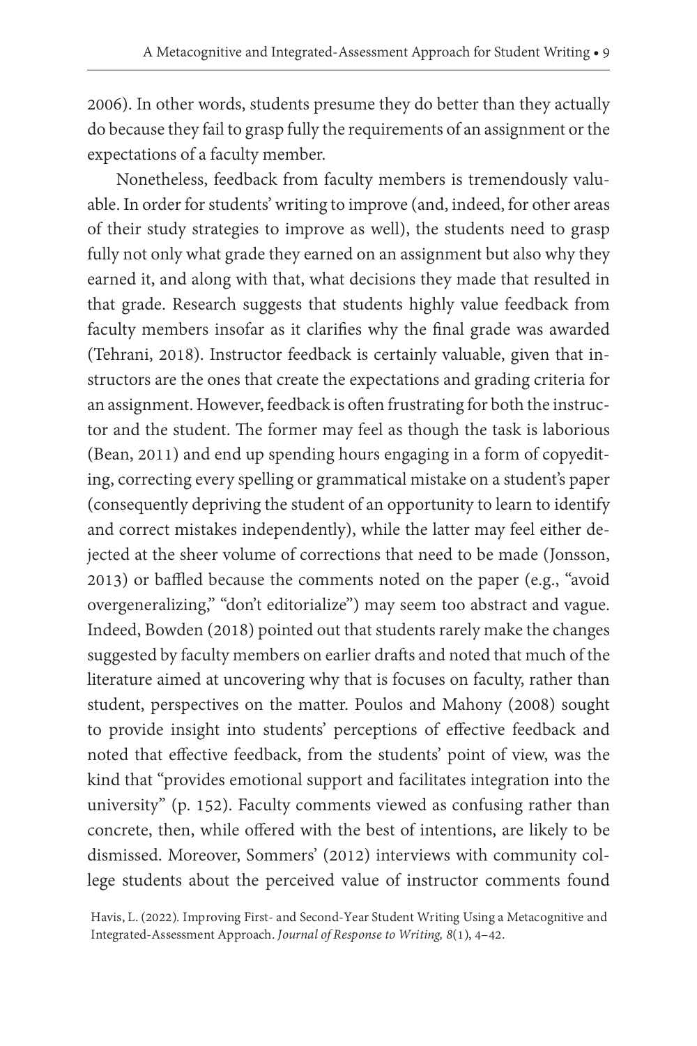2006). In other words, students presume they do better than they actually do because they fail to grasp fully the requirements of an assignment or the expectations of a faculty member.

Nonetheless, feedback from faculty members is tremendously valuable. In order for students' writing to improve (and, indeed, for other areas of their study strategies to improve as well), the students need to grasp fully not only what grade they earned on an assignment but also why they earned it, and along with that, what decisions they made that resulted in that grade. Research suggests that students highly value feedback from faculty members insofar as it clarifies why the final grade was awarded (Tehrani, 2018). Instructor feedback is certainly valuable, given that instructors are the ones that create the expectations and grading criteria for an assignment. However, feedback is often frustrating for both the instructor and the student. The former may feel as though the task is laborious (Bean, 2011) and end up spending hours engaging in a form of copyediting, correcting every spelling or grammatical mistake on a student's paper (consequently depriving the student of an opportunity to learn to identify and correct mistakes independently), while the latter may feel either dejected at the sheer volume of corrections that need to be made (Jonsson, 2013) or baffled because the comments noted on the paper (e.g., "avoid overgeneralizing," "don't editorialize") may seem too abstract and vague. Indeed, Bowden (2018) pointed out that students rarely make the changes suggested by faculty members on earlier drafts and noted that much of the literature aimed at uncovering why that is focuses on faculty, rather than student, perspectives on the matter. Poulos and Mahony (2008) sought to provide insight into students' perceptions of effective feedback and noted that effective feedback, from the students' point of view, was the kind that "provides emotional support and facilitates integration into the university" (p. 152). Faculty comments viewed as confusing rather than concrete, then, while offered with the best of intentions, are likely to be dismissed. Moreover, Sommers' (2012) interviews with community college students about the perceived value of instructor comments found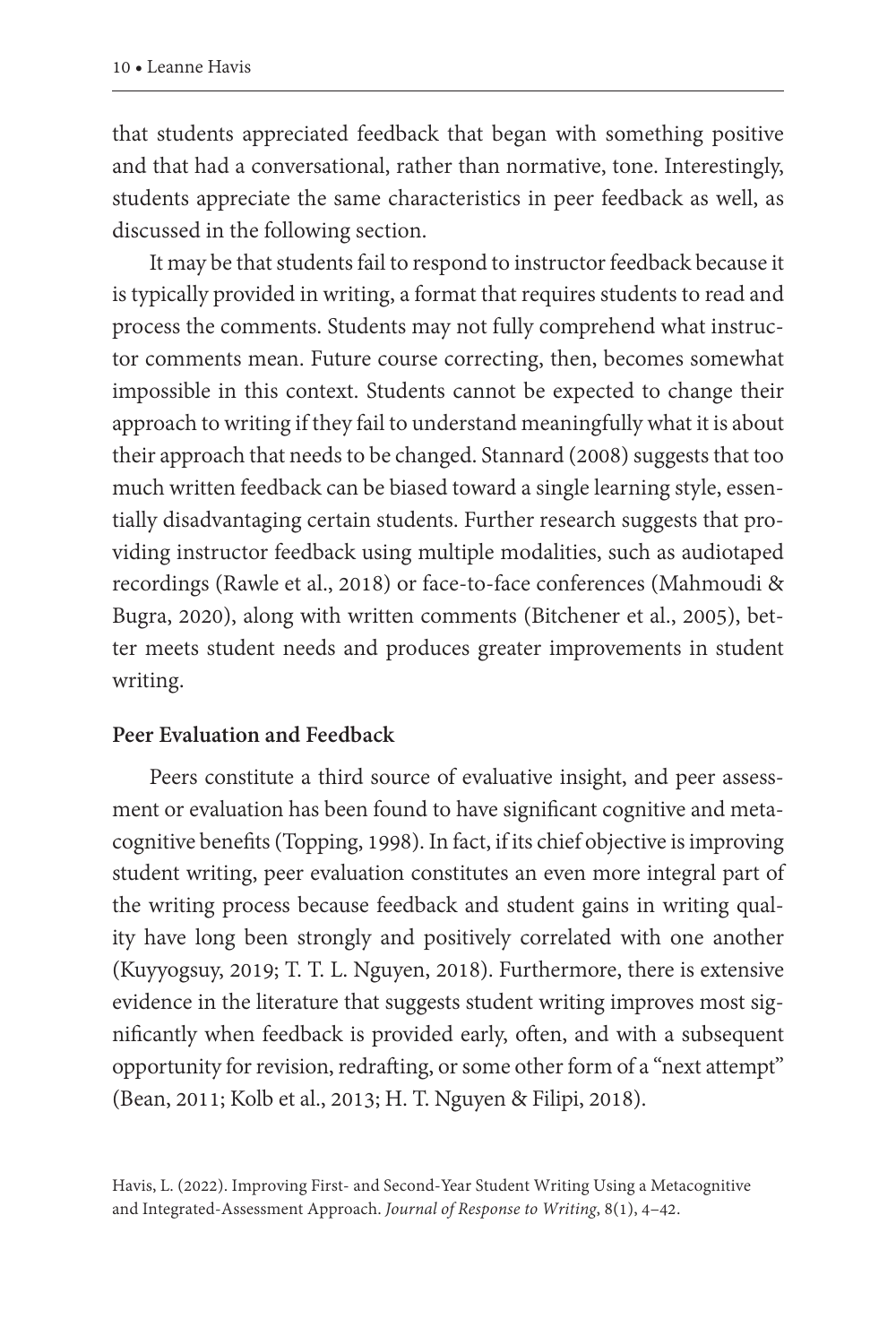that students appreciated feedback that began with something positive and that had a conversational, rather than normative, tone. Interestingly, students appreciate the same characteristics in peer feedback as well, as discussed in the following section.

It may be that students fail to respond to instructor feedback because it is typically provided in writing, a format that requires students to read and process the comments. Students may not fully comprehend what instructor comments mean. Future course correcting, then, becomes somewhat impossible in this context. Students cannot be expected to change their approach to writing if they fail to understand meaningfully what it is about their approach that needs to be changed. Stannard (2008) suggests that too much written feedback can be biased toward a single learning style, essentially disadvantaging certain students. Further research suggests that providing instructor feedback using multiple modalities, such as audiotaped recordings (Rawle et al., 2018) or face-to-face conferences (Mahmoudi & Bugra, 2020), along with written comments (Bitchener et al., 2005), better meets student needs and produces greater improvements in student writing.

### Peer Evaluation and Feedback

Peers constitute a third source of evaluative insight, and peer assessment or evaluation has been found to have significant cognitive and metacognitive benefits (Topping, 1998). In fact, if its chief objective is improving student writing, peer evaluation constitutes an even more integral part of the writing process because feedback and student gains in writing quality have long been strongly and positively correlated with one another (Kuyyogsuy, 2019; T. T. L. Nguyen, 2018). Furthermore, there is extensive evidence in the literature that suggests student writing improves most significantly when feedback is provided early, often, and with a subsequent opportunity for revision, redrafting, or some other form of a "next attempt" (Bean, 2011; Kolb et al., 2013; H. T. Nguyen & Filipi, 2018).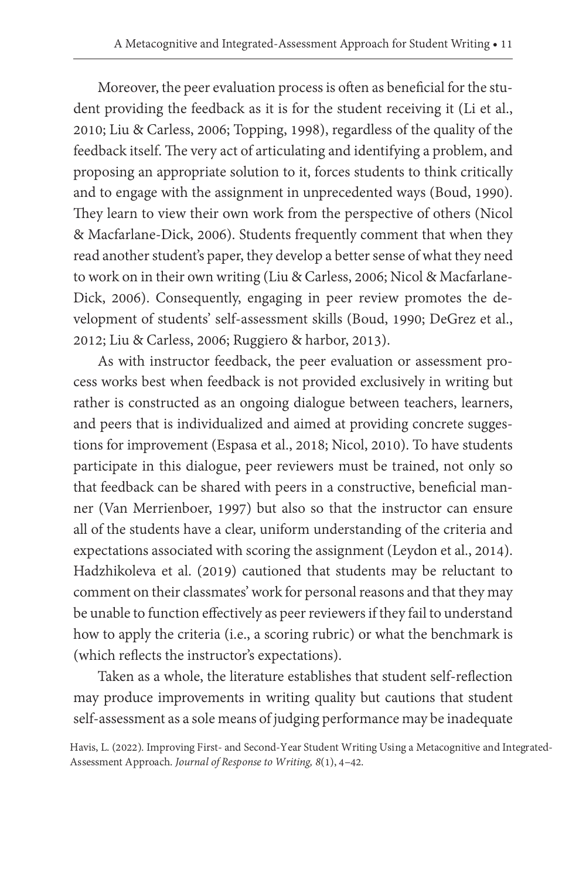Moreover, the peer evaluation process is often as beneficial for the student providing the feedback as it is for the student receiving it (Li et al., 2010; Liu & Carless, 2006; Topping, 1998), regardless of the quality of the feedback itself. The very act of articulating and identifying a problem, and proposing an appropriate solution to it, forces students to think critically and to engage with the assignment in unprecedented ways (Boud, 1990). They learn to view their own work from the perspective of others (Nicol & Macfarlane-Dick, 2006). Students frequently comment that when they read another student's paper, they develop a better sense of what they need to work on in their own writing (Liu & Carless, 2006; Nicol & Macfarlane-Dick, 2006). Consequently, engaging in peer review promotes the development of students' self-assessment skills (Boud, 1990; DeGrez et al., 2012; Liu & Carless, 2006; Ruggiero & harbor, 2013).

As with instructor feedback, the peer evaluation or assessment process works best when feedback is not provided exclusively in writing but rather is constructed as an ongoing dialogue between teachers, learners, and peers that is individualized and aimed at providing concrete suggestions for improvement (Espasa et al., 2018; Nicol, 2010). To have students participate in this dialogue, peer reviewers must be trained, not only so that feedback can be shared with peers in a constructive, beneficial manner (Van Merrienboer, 1997) but also so that the instructor can ensure all of the students have a clear, uniform understanding of the criteria and expectations associated with scoring the assignment (Leydon et al., 2014). Hadzhikoleva et al. (2019) cautioned that students may be reluctant to comment on their classmates' work for personal reasons and that they may be unable to function effectively as peer reviewers if they fail to understand how to apply the criteria (i.e., a scoring rubric) or what the benchmark is (which reflects the instructor's expectations).

Taken as a whole, the literature establishes that student self-reflection may produce improvements in writing quality but cautions that student self-assessment as a sole means of judging performance may be inadequate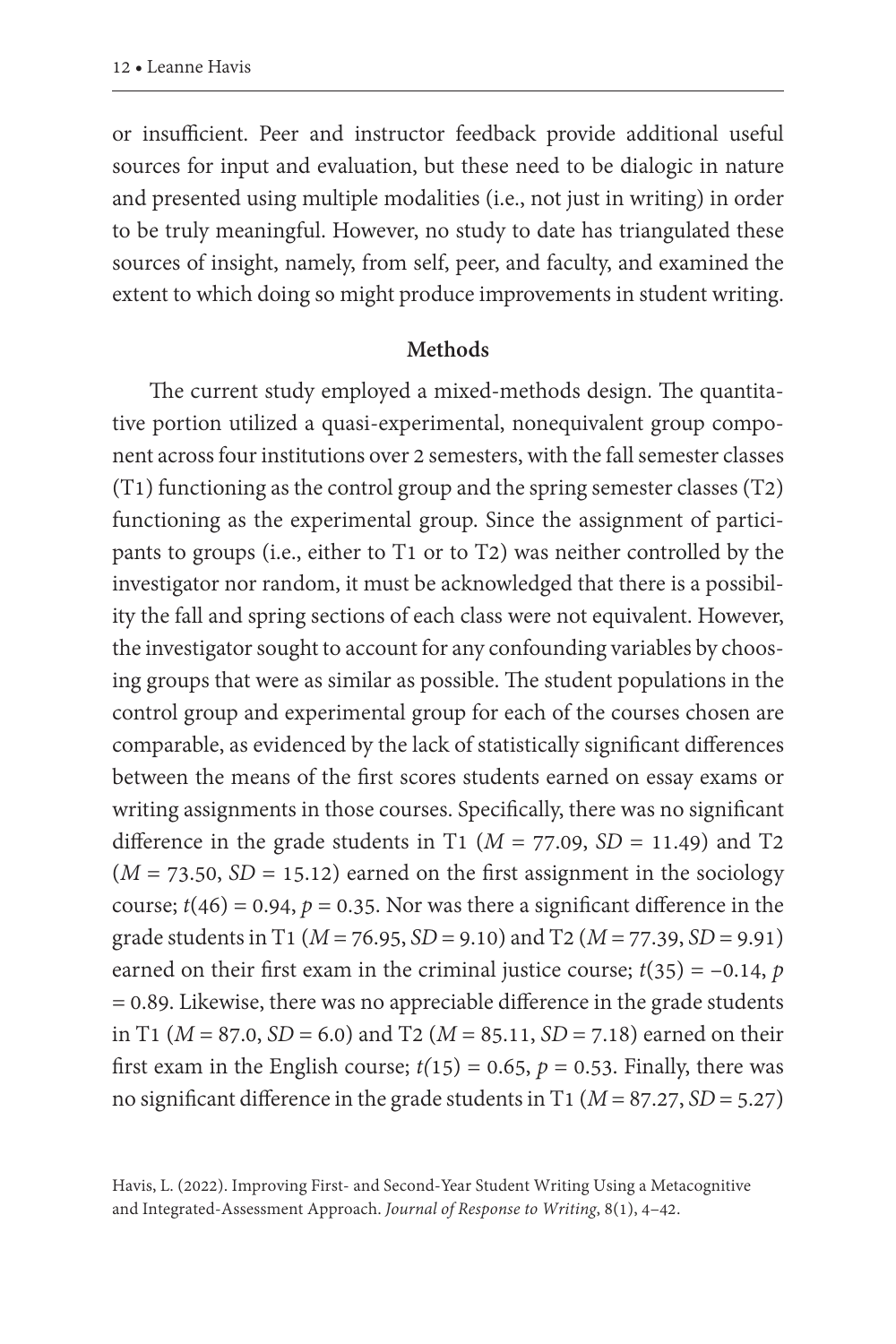or insufficient. Peer and instructor feedback provide additional useful sources for input and evaluation, but these need to be dialogic in nature and presented using multiple modalities (i.e., not just in writing) in order to be truly meaningful. However, no study to date has triangulated these sources of insight, namely, from self, peer, and faculty, and examined the extent to which doing so might produce improvements in student writing.

## Methods

The current study employed a mixed-methods design. The quantitative portion utilized a quasi-experimental, nonequivalent group component across four institutions over 2 semesters, with the fall semester classes (T1) functioning as the control group and the spring semester classes (T2) functioning as the experimental group. Since the assignment of participants to groups (i.e., either to T1 or to T2) was neither controlled by the investigator nor random, it must be acknowledged that there is a possibility the fall and spring sections of each class were not equivalent. However, the investigator sought to account for any confounding variables by choosing groups that were as similar as possible. The student populations in the control group and experimental group for each of the courses chosen are comparable, as evidenced by the lack of statistically significant differences between the means of the first scores students earned on essay exams or writing assignments in those courses. Specifically, there was no significant difference in the grade students in T1 ($M = 77.09$, $SD = 11.49$) and T2 ($M = 73.50$, $SD = 15.12$) earned on the first assignment in the sociology course; $t(46) = 0.94$, $p = 0.35$. Nor was there a significant difference in the grade students in T1 ($M = 76.95$, $SD = 9.10$) and T2 ($M = 77.39$, $SD = 9.91$) earned on their first exam in the criminal justice course; $t(35) = -0.14$, $p = 0.89$. Likewise, there was no appreciable difference in the grade students in T1 ($M = 87.0$, $SD = 6.0$) and T2 ($M = 85.11$, $SD = 7.18$) earned on their first exam in the English course; $t(15) = 0.65$, $p = 0.53$. Finally, there was no significant difference in the grade students in T1 ($M = 87.27$, $SD = 5.27$)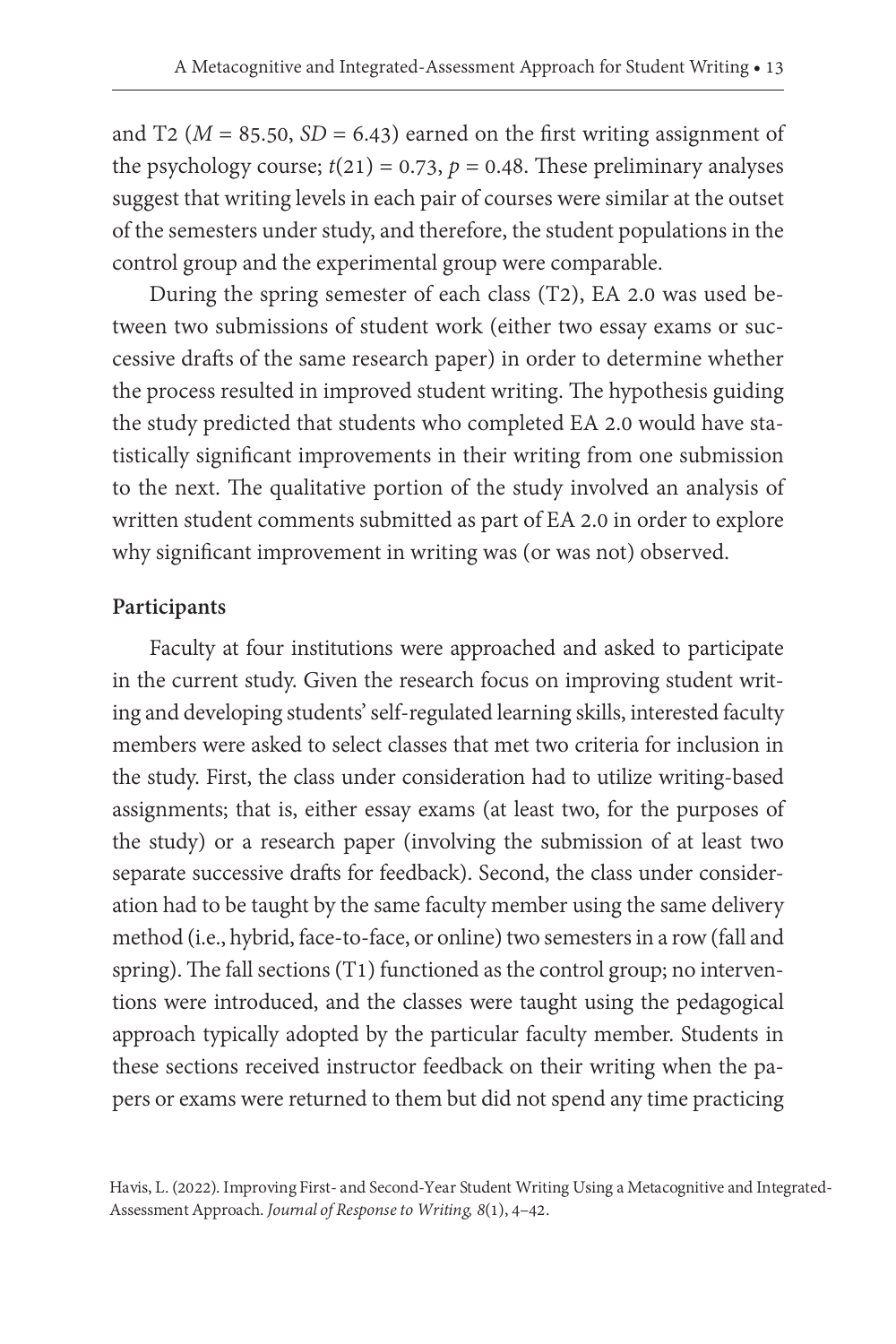and T2 ($M = 85.50$, $SD = 6.43$) earned on the first writing assignment of the psychology course; $t(21) = 0.73$, $p = 0.48$. These preliminary analyses suggest that writing levels in each pair of courses were similar at the outset of the semesters under study, and therefore, the student populations in the control group and the experimental group were comparable.

During the spring semester of each class (T2), EA 2.0 was used between two submissions of student work (either two essay exams or successive drafts of the same research paper) in order to determine whether the process resulted in improved student writing. The hypothesis guiding the study predicted that students who completed EA 2.0 would have statistically significant improvements in their writing from one submission to the next. The qualitative portion of the study involved an analysis of written student comments submitted as part of EA 2.0 in order to explore why significant improvement in writing was (or was not) observed.

**Participants**

Faculty at four institutions were approached and asked to participate in the current study. Given the research focus on improving student writing and developing students' self-regulated learning skills, interested faculty members were asked to select classes that met two criteria for inclusion in the study. First, the class under consideration had to utilize writing-based assignments; that is, either essay exams (at least two, for the purposes of the study) or a research paper (involving the submission of at least two separate successive drafts for feedback). Second, the class under consideration had to be taught by the same faculty member using the same delivery method (i.e., hybrid, face-to-face, or online) two semesters in a row (fall and spring). The fall sections (T1) functioned as the control group; no interventions were introduced, and the classes were taught using the pedagogical approach typically adopted by the particular faculty member. Students in these sections received instructor feedback on their writing when the papers or exams were returned to them but did not spend any time practicing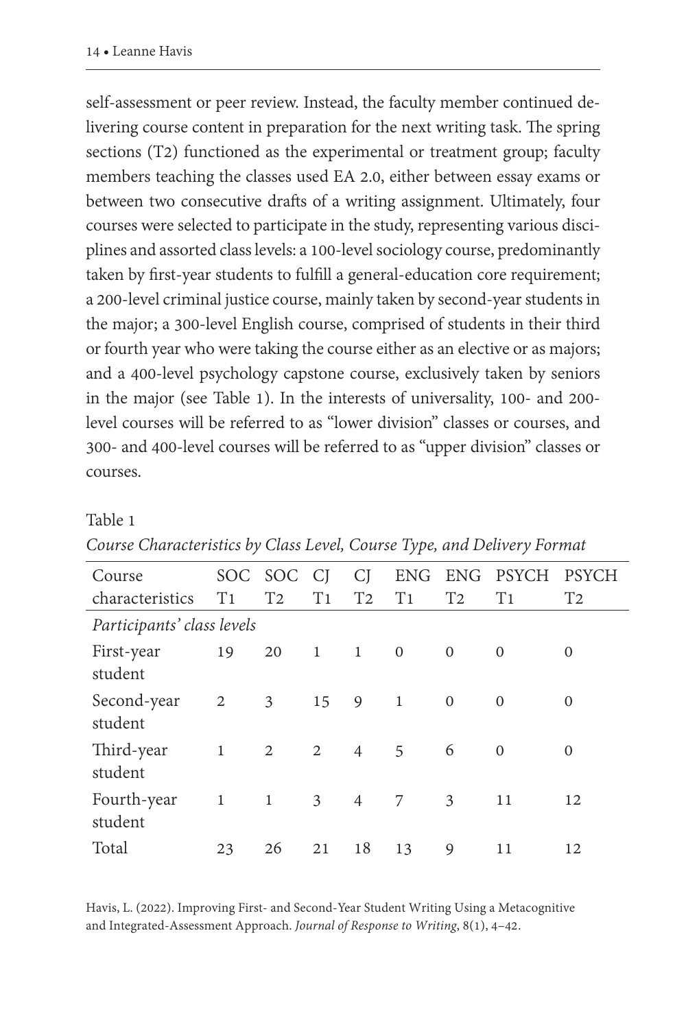self-assessment or peer review. Instead, the faculty member continued delivering course content in preparation for the next writing task. The spring sections (T2) functioned as the experimental or treatment group; faculty members teaching the classes used EA 2.0, either between essay exams or between two consecutive drafts of a writing assignment. Ultimately, four courses were selected to participate in the study, representing various disciplines and assorted class levels: a 100-level sociology course, predominantly taken by first-year students to fulfill a general-education core requirement; a 200-level criminal justice course, mainly taken by second-year students in the major; a 300-level English course, comprised of students in their third or fourth year who were taking the course either as an elective or as majors; and a 400-level psychology capstone course, exclusively taken by seniors in the major (see Table 1). In the interests of universality, 100- and 200-level courses will be referred to as "lower division" classes or courses, and 300- and 400-level courses will be referred to as "upper division" classes or courses.

Table 1

*Course Characteristics by Class Level, Course Type, and Delivery Format*

| Course characteristics | SOC T1 | SOC T2 | CJ T1 | CJ T2 | ENG T1 | ENG T2 | PSYCH T1 | PSYCH T2 |
|---|---|---|---|---|---|---|---|---|
| *Participants' class levels* | | | | | | | | |
| First-year student | 19 | 20 | 1 | 1 | 0 | 0 | 0 | 0 |
| Second-year student | 2 | 3 | 15 | 9 | 1 | 0 | 0 | 0 |
| Third-year student | 1 | 2 | 2 | 4 | 5 | 6 | 0 | 0 |
| Fourth-year student | 1 | 1 | 3 | 4 | 7 | 3 | 11 | 12 |
| Total | 23 | 26 | 21 | 18 | 13 | 9 | 11 | 12 |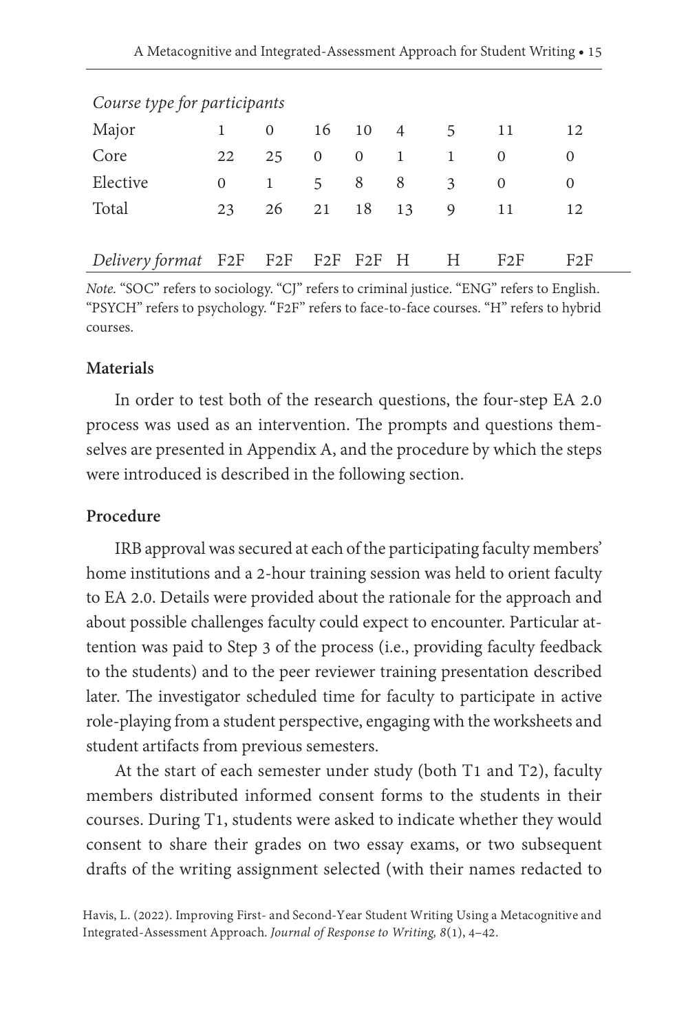| *Course type for participants* | | | | | | | | |
|---|---|---|---|---|---|---|---|---|
| Major | 1 | 0 | 16 | 10 | 4 | 5 | 11 | 12 |
| Core | 22 | 25 | 0 | 0 | 1 | 1 | 0 | 0 |
| Elective | 0 | 1 | 5 | 8 | 8 | 3 | 0 | 0 |
| Total | 23 | 26 | 21 | 18 | 13 | 9 | 11 | 12 |
| *Delivery format* | F2F | F2F | F2F | F2F | H | H | F2F | F2F |

*Note.* "SOC" refers to sociology. "CJ" refers to criminal justice. "ENG" refers to English. "PSYCH" refers to psychology. "F2F" refers to face-to-face courses. "H" refers to hybrid courses.

### Materials

In order to test both of the research questions, the four-step EA 2.0 process was used as an intervention. The prompts and questions themselves are presented in Appendix A, and the procedure by which the steps were introduced is described in the following section.

### Procedure

IRB approval was secured at each of the participating faculty members' home institutions and a 2-hour training session was held to orient faculty to EA 2.0. Details were provided about the rationale for the approach and about possible challenges faculty could expect to encounter. Particular attention was paid to Step 3 of the process (i.e., providing faculty feedback to the students) and to the peer reviewer training presentation described later. The investigator scheduled time for faculty to participate in active role-playing from a student perspective, engaging with the worksheets and student artifacts from previous semesters.

At the start of each semester under study (both T1 and T2), faculty members distributed informed consent forms to the students in their courses. During T1, students were asked to indicate whether they would consent to share their grades on two essay exams, or two subsequent drafts of the writing assignment selected (with their names redacted to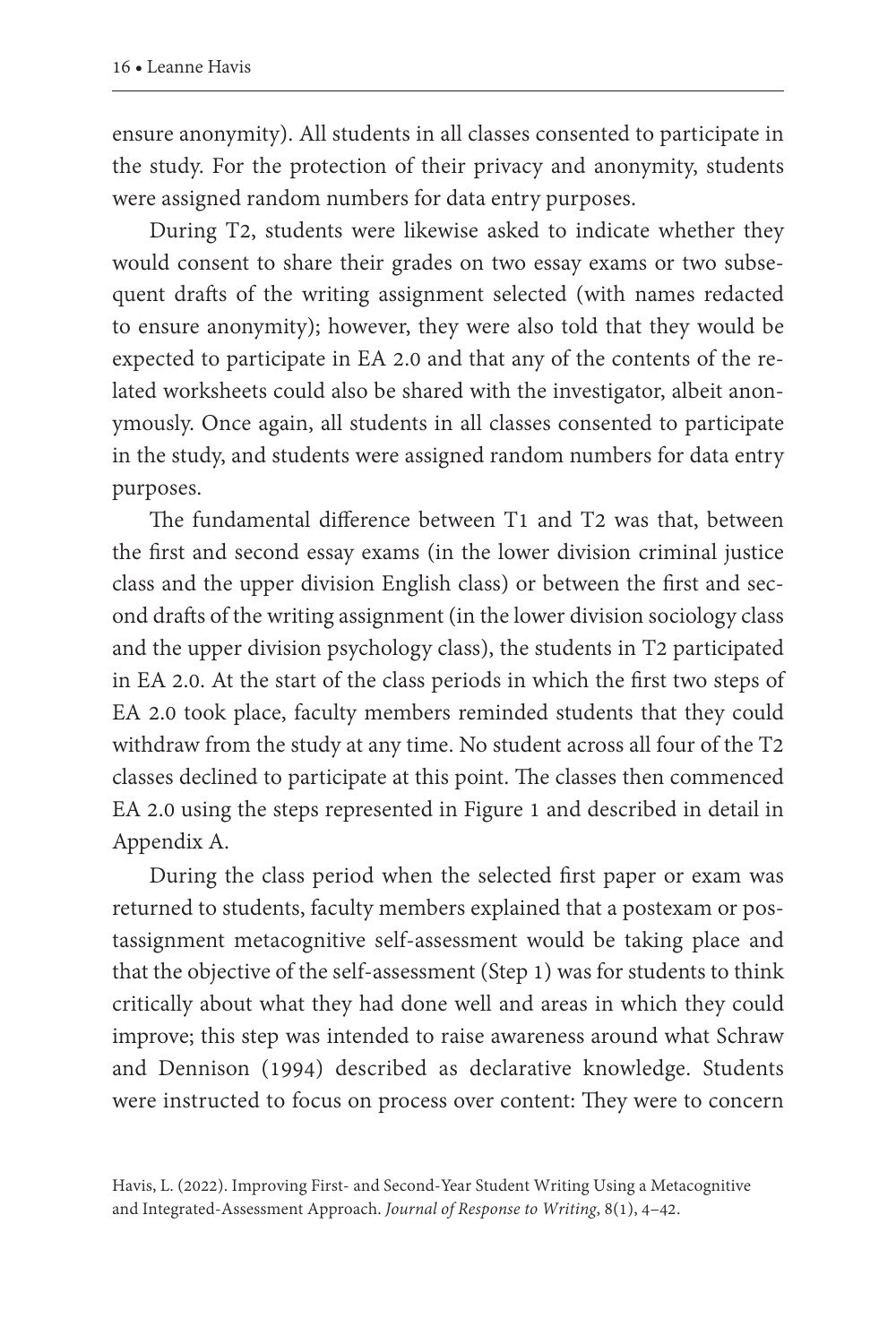ensure anonymity). All students in all classes consented to participate in the study. For the protection of their privacy and anonymity, students were assigned random numbers for data entry purposes.

During T2, students were likewise asked to indicate whether they would consent to share their grades on two essay exams or two subsequent drafts of the writing assignment selected (with names redacted to ensure anonymity); however, they were also told that they would be expected to participate in EA 2.0 and that any of the contents of the related worksheets could also be shared with the investigator, albeit anonymously. Once again, all students in all classes consented to participate in the study, and students were assigned random numbers for data entry purposes.

The fundamental difference between T1 and T2 was that, between the first and second essay exams (in the lower division criminal justice class and the upper division English class) or between the first and second drafts of the writing assignment (in the lower division sociology class and the upper division psychology class), the students in T2 participated in EA 2.0. At the start of the class periods in which the first two steps of EA 2.0 took place, faculty members reminded students that they could withdraw from the study at any time. No student across all four of the T2 classes declined to participate at this point. The classes then commenced EA 2.0 using the steps represented in Figure 1 and described in detail in Appendix A.

During the class period when the selected first paper or exam was returned to students, faculty members explained that a postexam or postassignment metacognitive self-assessment would be taking place and that the objective of the self-assessment (Step 1) was for students to think critically about what they had done well and areas in which they could improve; this step was intended to raise awareness around what Schraw and Dennison (1994) described as declarative knowledge. Students were instructed to focus on process over content: They were to concern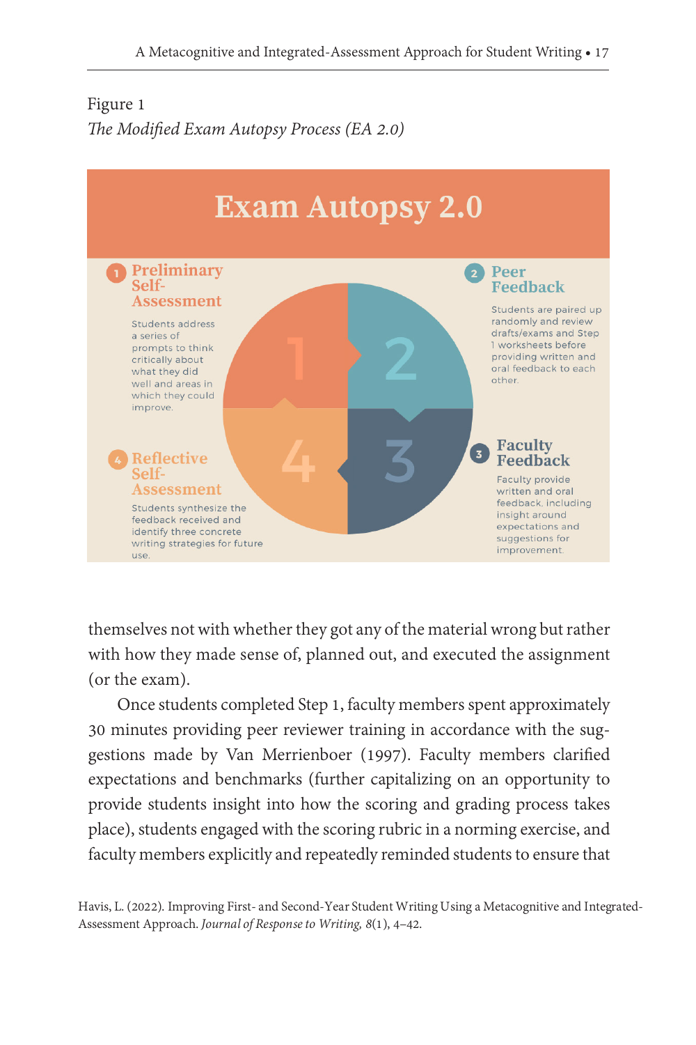Figure 1

*The Modified Exam Autopsy Process (EA 2.0)*

**Exam Autopsy 2.0**

**1 Preliminary Self-Assessment**

Students address a series of prompts to think critically about what they did well and areas in which they could improve.

**2 Peer Feedback**

Students are paired up randomly and review drafts/exams and Step 1 worksheets before providing written and oral feedback to each other.

**3 Faculty Feedback**

Faculty provide written and oral feedback, including insight around expectations and suggestions for improvement.

**4 Reflective Self-Assessment**

Students synthesize the feedback received and identify three concrete writing strategies for future use.

themselves not with whether they got any of the material wrong but rather with how they made sense of, planned out, and executed the assignment (or the exam).

Once students completed Step 1, faculty members spent approximately 30 minutes providing peer reviewer training in accordance with the suggestions made by Van Merrienboer (1997). Faculty members clarified expectations and benchmarks (further capitalizing on an opportunity to provide students insight into how the scoring and grading process takes place), students engaged with the scoring rubric in a norming exercise, and faculty members explicitly and repeatedly reminded students to ensure that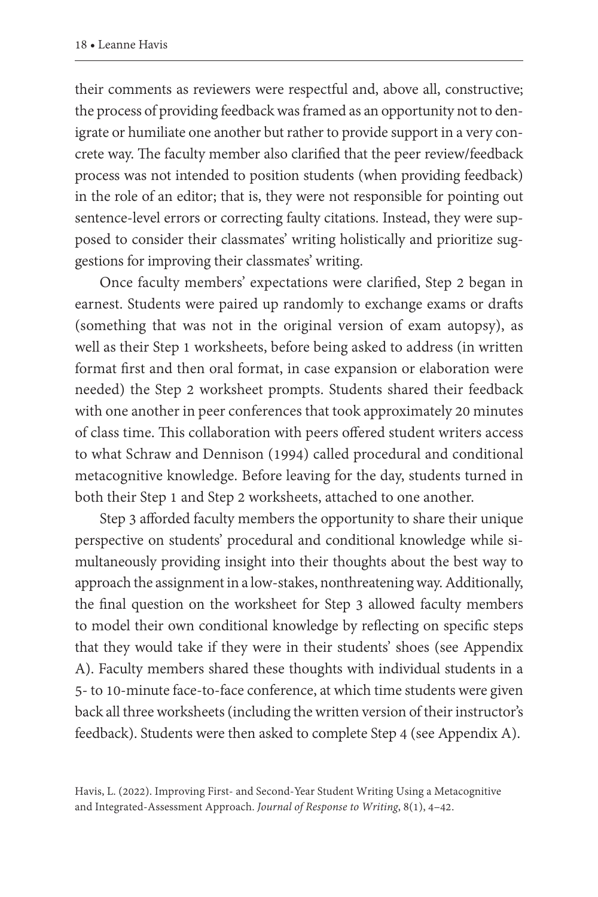their comments as reviewers were respectful and, above all, constructive; the process of providing feedback was framed as an opportunity not to denigrate or humiliate one another but rather to provide support in a very concrete way. The faculty member also clarified that the peer review/feedback process was not intended to position students (when providing feedback) in the role of an editor; that is, they were not responsible for pointing out sentence-level errors or correcting faulty citations. Instead, they were supposed to consider their classmates' writing holistically and prioritize suggestions for improving their classmates' writing.

Once faculty members' expectations were clarified, Step 2 began in earnest. Students were paired up randomly to exchange exams or drafts (something that was not in the original version of exam autopsy), as well as their Step 1 worksheets, before being asked to address (in written format first and then oral format, in case expansion or elaboration were needed) the Step 2 worksheet prompts. Students shared their feedback with one another in peer conferences that took approximately 20 minutes of class time. This collaboration with peers offered student writers access to what Schraw and Dennison (1994) called procedural and conditional metacognitive knowledge. Before leaving for the day, students turned in both their Step 1 and Step 2 worksheets, attached to one another.

Step 3 afforded faculty members the opportunity to share their unique perspective on students' procedural and conditional knowledge while simultaneously providing insight into their thoughts about the best way to approach the assignment in a low-stakes, nonthreatening way. Additionally, the final question on the worksheet for Step 3 allowed faculty members to model their own conditional knowledge by reflecting on specific steps that they would take if they were in their students' shoes (see Appendix A). Faculty members shared these thoughts with individual students in a 5- to 10-minute face-to-face conference, at which time students were given back all three worksheets (including the written version of their instructor's feedback). Students were then asked to complete Step 4 (see Appendix A).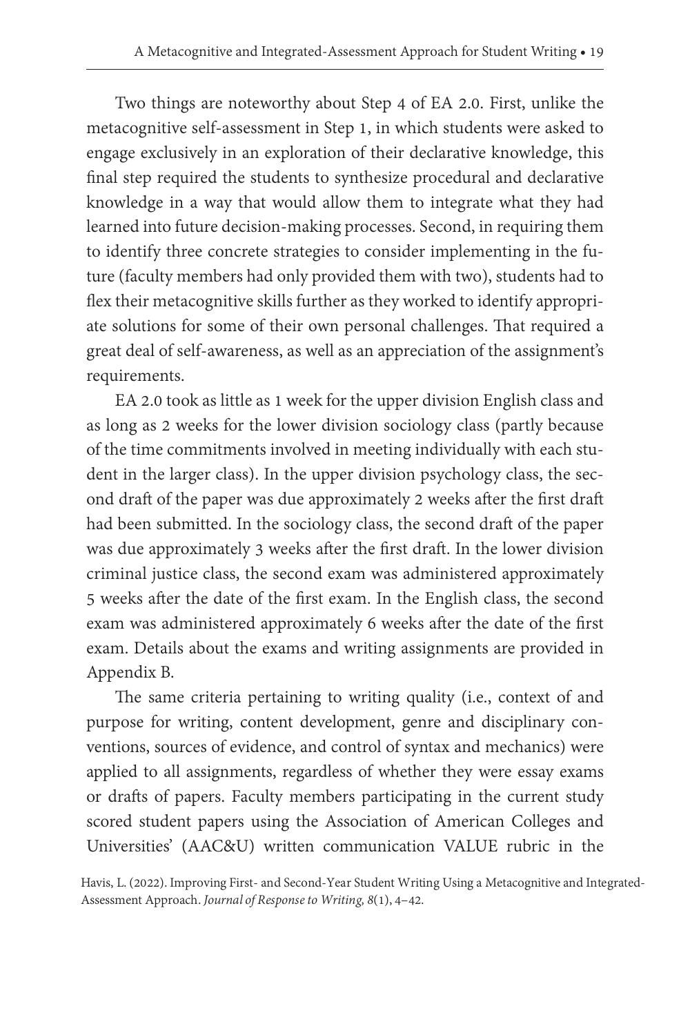Two things are noteworthy about Step 4 of EA 2.0. First, unlike the metacognitive self-assessment in Step 1, in which students were asked to engage exclusively in an exploration of their declarative knowledge, this final step required the students to synthesize procedural and declarative knowledge in a way that would allow them to integrate what they had learned into future decision-making processes. Second, in requiring them to identify three concrete strategies to consider implementing in the future (faculty members had only provided them with two), students had to flex their metacognitive skills further as they worked to identify appropriate solutions for some of their own personal challenges. That required a great deal of self-awareness, as well as an appreciation of the assignment's requirements.

EA 2.0 took as little as 1 week for the upper division English class and as long as 2 weeks for the lower division sociology class (partly because of the time commitments involved in meeting individually with each student in the larger class). In the upper division psychology class, the second draft of the paper was due approximately 2 weeks after the first draft had been submitted. In the sociology class, the second draft of the paper was due approximately 3 weeks after the first draft. In the lower division criminal justice class, the second exam was administered approximately 5 weeks after the date of the first exam. In the English class, the second exam was administered approximately 6 weeks after the date of the first exam. Details about the exams and writing assignments are provided in Appendix B.

The same criteria pertaining to writing quality (i.e., context of and purpose for writing, content development, genre and disciplinary conventions, sources of evidence, and control of syntax and mechanics) were applied to all assignments, regardless of whether they were essay exams or drafts of papers. Faculty members participating in the current study scored student papers using the Association of American Colleges and Universities' (AAC&U) written communication VALUE rubric in the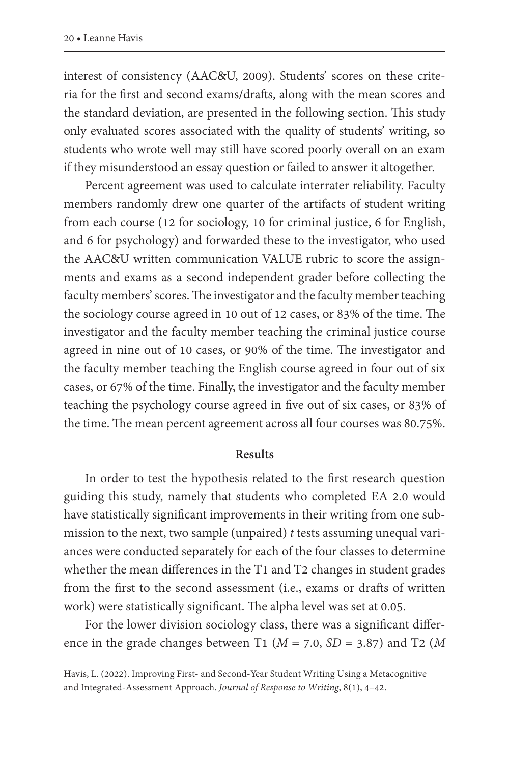interest of consistency (AAC&U, 2009). Students' scores on these criteria for the first and second exams/drafts, along with the mean scores and the standard deviation, are presented in the following section. This study only evaluated scores associated with the quality of students' writing, so students who wrote well may still have scored poorly overall on an exam if they misunderstood an essay question or failed to answer it altogether.

Percent agreement was used to calculate interrater reliability. Faculty members randomly drew one quarter of the artifacts of student writing from each course (12 for sociology, 10 for criminal justice, 6 for English, and 6 for psychology) and forwarded these to the investigator, who used the AAC&U written communication VALUE rubric to score the assignments and exams as a second independent grader before collecting the faculty members' scores. The investigator and the faculty member teaching the sociology course agreed in 10 out of 12 cases, or 83% of the time. The investigator and the faculty member teaching the criminal justice course agreed in nine out of 10 cases, or 90% of the time. The investigator and the faculty member teaching the English course agreed in four out of six cases, or 67% of the time. Finally, the investigator and the faculty member teaching the psychology course agreed in five out of six cases, or 83% of the time. The mean percent agreement across all four courses was 80.75%.

## Results

In order to test the hypothesis related to the first research question guiding this study, namely that students who completed EA 2.0 would have statistically significant improvements in their writing from one submission to the next, two sample (unpaired) $t$ tests assuming unequal variances were conducted separately for each of the four classes to determine whether the mean differences in the T1 and T2 changes in student grades from the first to the second assessment (i.e., exams or drafts of written work) were statistically significant. The alpha level was set at 0.05.

For the lower division sociology class, there was a significant difference in the grade changes between T1 ($M$ = 7.0, $SD$ = 3.87) and T2 ($M$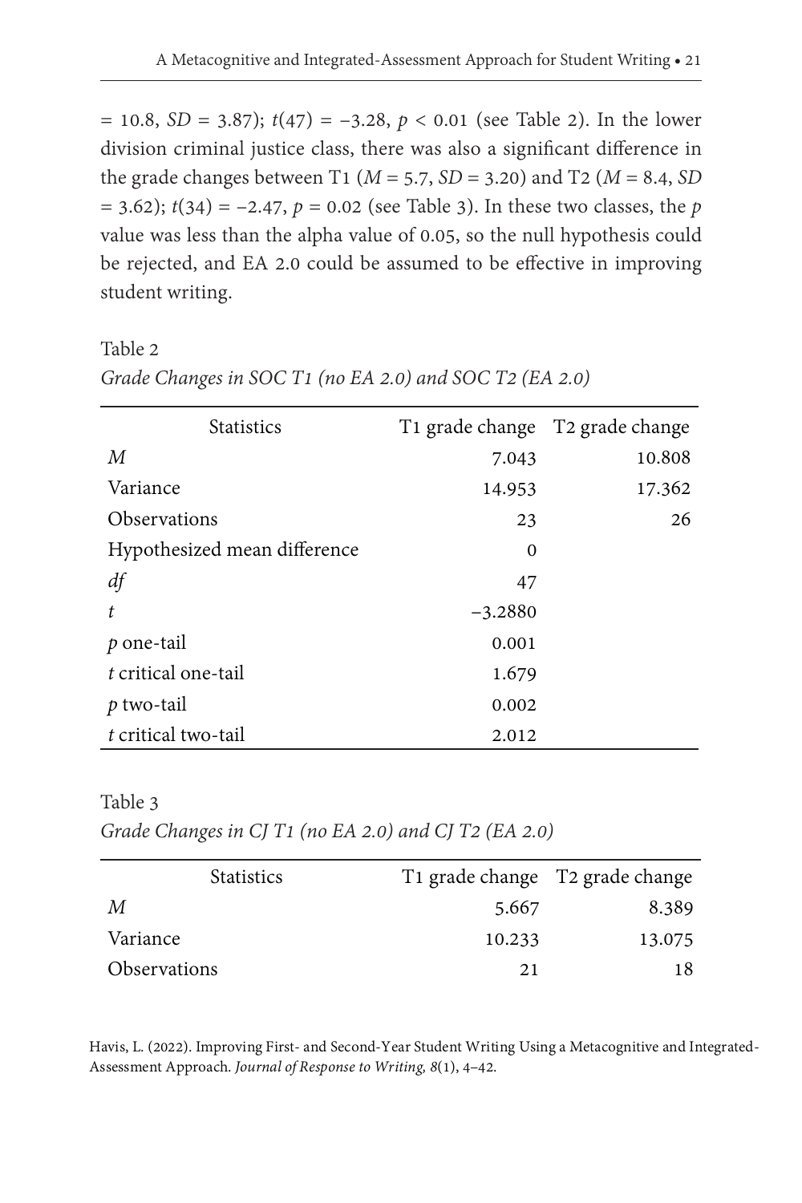= 10.8, $SD$ = 3.87); $t(47) = -3.28$, $p < 0.01$ (see Table 2). In the lower division criminal justice class, there was also a significant difference in the grade changes between T1 ($M$ = 5.7, $SD$ = 3.20) and T2 ($M$ = 8.4, $SD$ = 3.62); $t(34) = -2.47$, $p = 0.02$ (see Table 3). In these two classes, the $p$ value was less than the alpha value of 0.05, so the null hypothesis could be rejected, and EA 2.0 could be assumed to be effective in improving student writing.

Table 2

*Grade Changes in SOC T1 (no EA 2.0) and SOC T2 (EA 2.0)*

| Statistics | T1 grade change | T2 grade change |
|---|---|---|
| $M$ | 7.043 | 10.808 |
| Variance | 14.953 | 17.362 |
| Observations | 23 | 26 |
| Hypothesized mean difference | 0 | |
| $df$ | 47 | |
| $t$ | −3.2880 | |
| $p$ one-tail | 0.001 | |
| $t$ critical one-tail | 1.679 | |
| $p$ two-tail | 0.002 | |
| $t$ critical two-tail | 2.012 | |

Table 3

*Grade Changes in CJ T1 (no EA 2.0) and CJ T2 (EA 2.0)*

| Statistics | T1 grade change | T2 grade change |
|---|---|---|
| $M$ | 5.667 | 8.389 |
| Variance | 10.233 | 13.075 |
| Observations | 21 | 18 |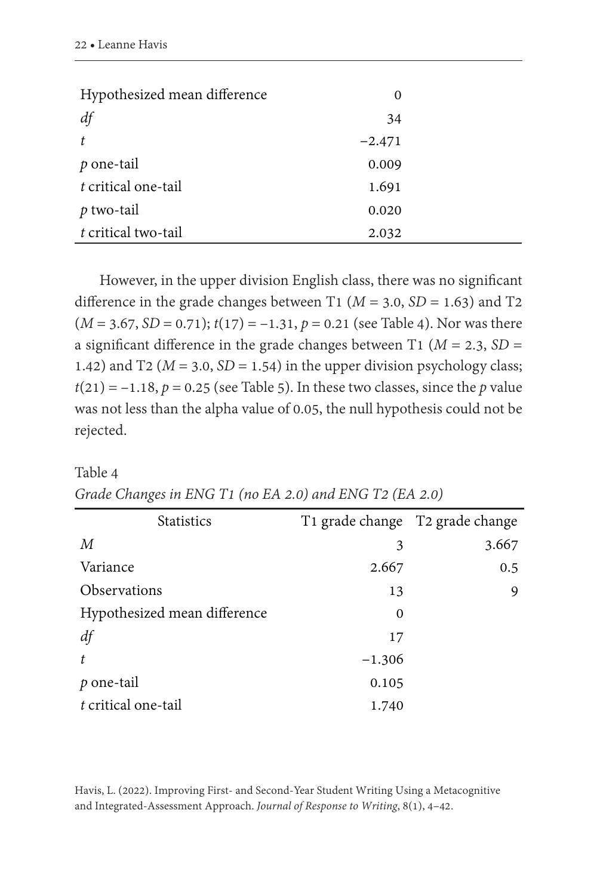| | |
|---|---|
| Hypothesized mean difference | 0 |
| *df* | 34 |
| *t* | −2.471 |
| *p* one-tail | 0.009 |
| *t* critical one-tail | 1.691 |
| *p* two-tail | 0.020 |
| *t* critical two-tail | 2.032 |

However, in the upper division English class, there was no significant difference in the grade changes between T1 ($M = 3.0$, $SD = 1.63$) and T2 ($M = 3.67$, $SD = 0.71$); $t(17) = -1.31$, $p = 0.21$ (see Table 4). Nor was there a significant difference in the grade changes between T1 ($M = 2.3$, $SD = 1.42$) and T2 ($M = 3.0$, $SD = 1.54$) in the upper division psychology class; $t(21) = -1.18$, $p = 0.25$ (see Table 5). In these two classes, since the $p$ value was not less than the alpha value of 0.05, the null hypothesis could not be rejected.

Table 4

*Grade Changes in ENG T1 (no EA 2.0) and ENG T2 (EA 2.0)*

| Statistics | T1 grade change | T2 grade change |
|---|---|---|
| *M* | 3 | 3.667 |
| Variance | 2.667 | 0.5 |
| Observations | 13 | 9 |
| Hypothesized mean difference | 0 | |
| *df* | 17 | |
| *t* | −1.306 | |
| *p* one-tail | 0.105 | |
| *t* critical one-tail | 1.740 | |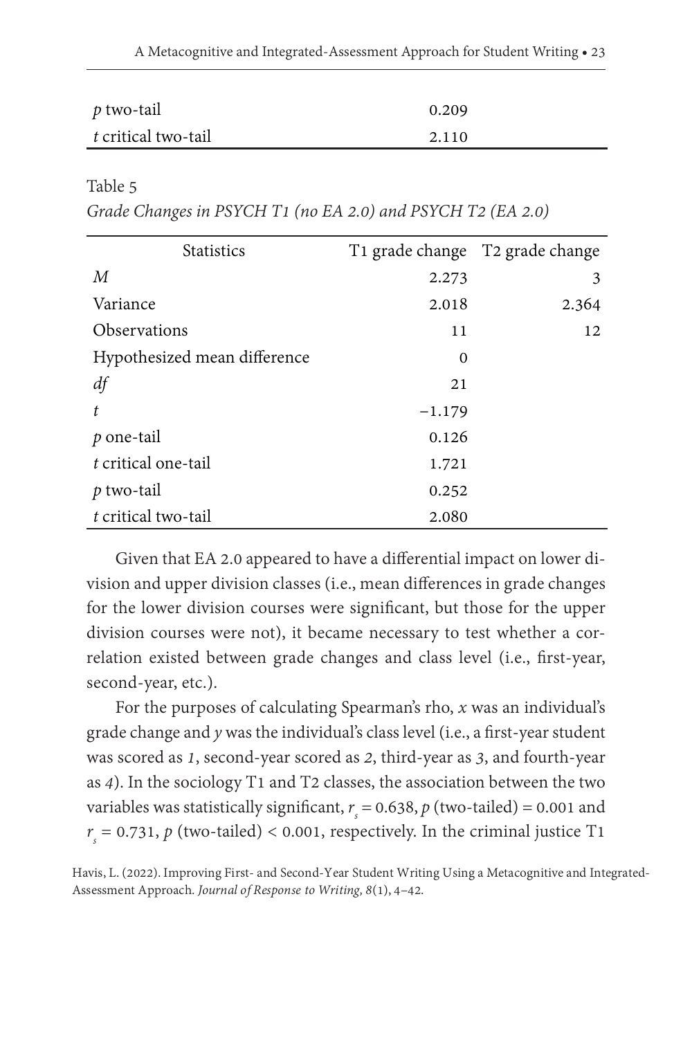| | |
|---|---|
| *p* two-tail | 0.209 |
| *t* critical two-tail | 2.110 |

Table 5

*Grade Changes in PSYCH T1 (no EA 2.0) and PSYCH T2 (EA 2.0)*

| Statistics | T1 grade change | T2 grade change |
|---|---|---|
| *M* | 2.273 | 3 |
| Variance | 2.018 | 2.364 |
| Observations | 11 | 12 |
| Hypothesized mean difference | 0 | |
| *df* | 21 | |
| *t* | −1.179 | |
| *p* one-tail | 0.126 | |
| *t* critical one-tail | 1.721 | |
| *p* two-tail | 0.252 | |
| *t* critical two-tail | 2.080 | |

Given that EA 2.0 appeared to have a differential impact on lower division and upper division classes (i.e., mean differences in grade changes for the lower division courses were significant, but those for the upper division courses were not), it became necessary to test whether a correlation existed between grade changes and class level (i.e., first-year, second-year, etc.).

For the purposes of calculating Spearman's rho, $x$ was an individual's grade change and $y$ was the individual's class level (i.e., a first-year student was scored as *1*, second-year scored as *2*, third-year as *3*, and fourth-year as *4*). In the sociology T1 and T2 classes, the association between the two variables was statistically significant, $r_s = 0.638$, $p$ (two-tailed) = 0.001 and $r_s = 0.731$, $p$ (two-tailed) < 0.001, respectively. In the criminal justice T1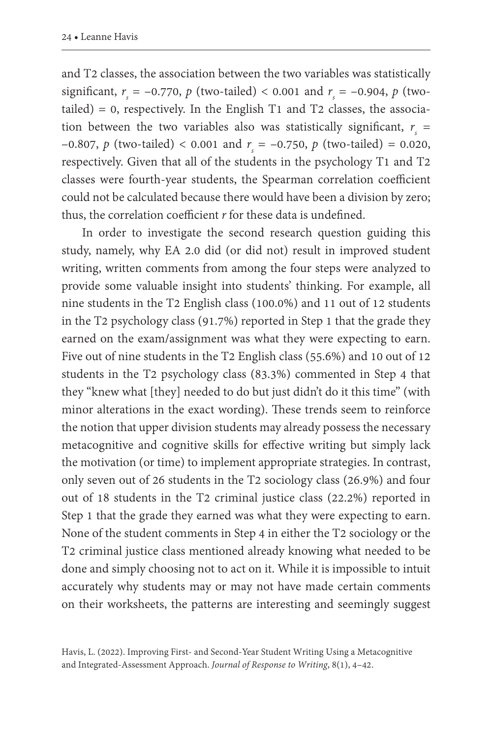and T2 classes, the association between the two variables was statistically significant, $r_s = -0.770$, $p$ (two-tailed) $< 0.001$ and $r_s = -0.904$, $p$ (two-tailed) $= 0$, respectively. In the English T1 and T2 classes, the association between the two variables also was statistically significant, $r_s = -0.807$, $p$ (two-tailed) $< 0.001$ and $r_s = -0.750$, $p$ (two-tailed) $= 0.020$, respectively. Given that all of the students in the psychology T1 and T2 classes were fourth-year students, the Spearman correlation coefficient could not be calculated because there would have been a division by zero; thus, the correlation coefficient $r$ for these data is undefined.

In order to investigate the second research question guiding this study, namely, why EA 2.0 did (or did not) result in improved student writing, written comments from among the four steps were analyzed to provide some valuable insight into students' thinking. For example, all nine students in the T2 English class (100.0%) and 11 out of 12 students in the T2 psychology class (91.7%) reported in Step 1 that the grade they earned on the exam/assignment was what they were expecting to earn. Five out of nine students in the T2 English class (55.6%) and 10 out of 12 students in the T2 psychology class (83.3%) commented in Step 4 that they "knew what [they] needed to do but just didn't do it this time" (with minor alterations in the exact wording). These trends seem to reinforce the notion that upper division students may already possess the necessary metacognitive and cognitive skills for effective writing but simply lack the motivation (or time) to implement appropriate strategies. In contrast, only seven out of 26 students in the T2 sociology class (26.9%) and four out of 18 students in the T2 criminal justice class (22.2%) reported in Step 1 that the grade they earned was what they were expecting to earn. None of the student comments in Step 4 in either the T2 sociology or the T2 criminal justice class mentioned already knowing what needed to be done and simply choosing not to act on it. While it is impossible to intuit accurately why students may or may not have made certain comments on their worksheets, the patterns are interesting and seemingly suggest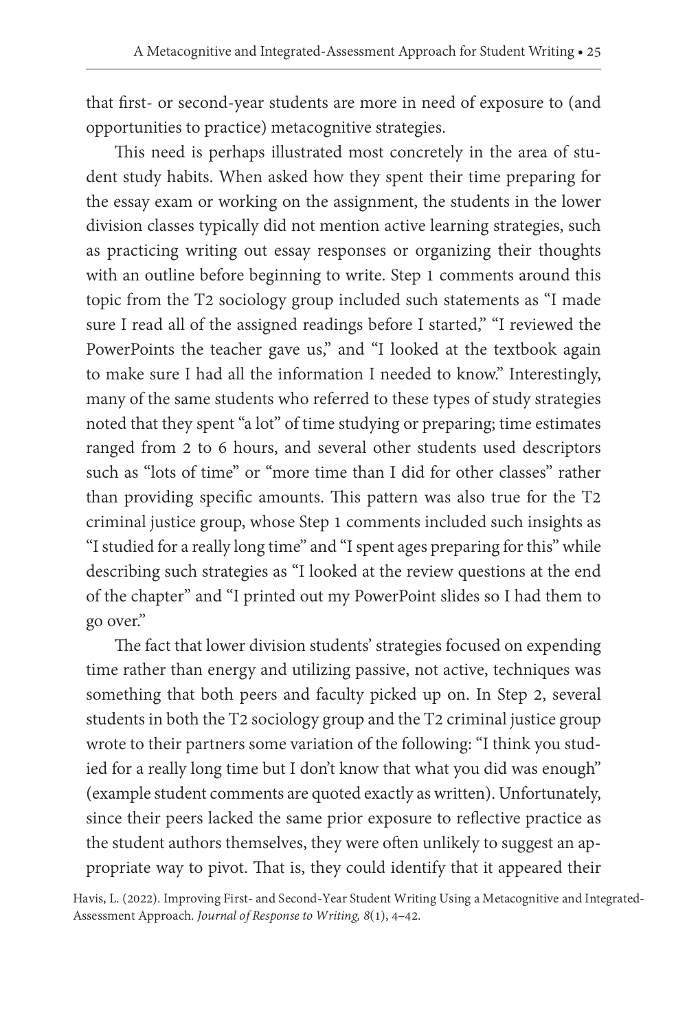that first- or second-year students are more in need of exposure to (and opportunities to practice) metacognitive strategies.

This need is perhaps illustrated most concretely in the area of student study habits. When asked how they spent their time preparing for the essay exam or working on the assignment, the students in the lower division classes typically did not mention active learning strategies, such as practicing writing out essay responses or organizing their thoughts with an outline before beginning to write. Step 1 comments around this topic from the T2 sociology group included such statements as "I made sure I read all of the assigned readings before I started," "I reviewed the PowerPoints the teacher gave us," and "I looked at the textbook again to make sure I had all the information I needed to know." Interestingly, many of the same students who referred to these types of study strategies noted that they spent "a lot" of time studying or preparing; time estimates ranged from 2 to 6 hours, and several other students used descriptors such as "lots of time" or "more time than I did for other classes" rather than providing specific amounts. This pattern was also true for the T2 criminal justice group, whose Step 1 comments included such insights as "I studied for a really long time" and "I spent ages preparing for this" while describing such strategies as "I looked at the review questions at the end of the chapter" and "I printed out my PowerPoint slides so I had them to go over."

The fact that lower division students' strategies focused on expending time rather than energy and utilizing passive, not active, techniques was something that both peers and faculty picked up on. In Step 2, several students in both the T2 sociology group and the T2 criminal justice group wrote to their partners some variation of the following: "I think you studied for a really long time but I don't know that what you did was enough" (example student comments are quoted exactly as written). Unfortunately, since their peers lacked the same prior exposure to reflective practice as the student authors themselves, they were often unlikely to suggest an appropriate way to pivot. That is, they could identify that it appeared their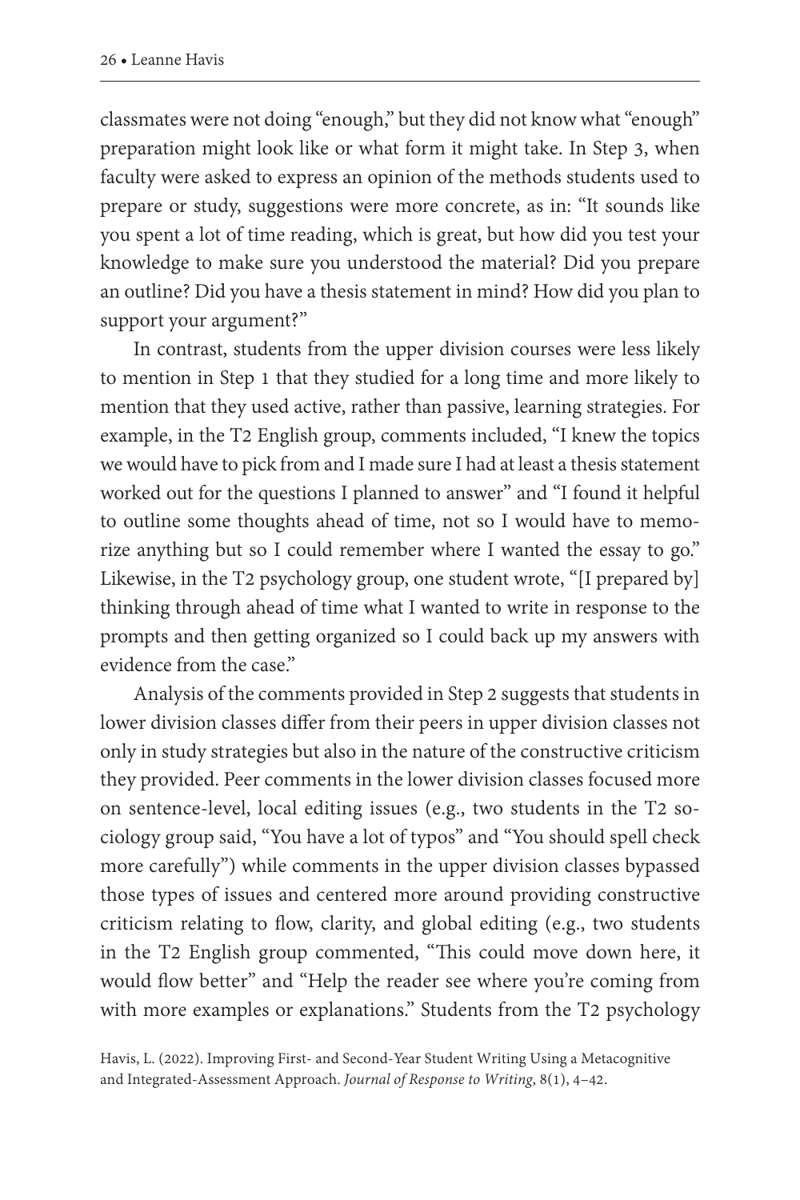classmates were not doing "enough," but they did not know what "enough" preparation might look like or what form it might take. In Step 3, when faculty were asked to express an opinion of the methods students used to prepare or study, suggestions were more concrete, as in: "It sounds like you spent a lot of time reading, which is great, but how did you test your knowledge to make sure you understood the material? Did you prepare an outline? Did you have a thesis statement in mind? How did you plan to support your argument?"

In contrast, students from the upper division courses were less likely to mention in Step 1 that they studied for a long time and more likely to mention that they used active, rather than passive, learning strategies. For example, in the T2 English group, comments included, "I knew the topics we would have to pick from and I made sure I had at least a thesis statement worked out for the questions I planned to answer" and "I found it helpful to outline some thoughts ahead of time, not so I would have to memorize anything but so I could remember where I wanted the essay to go." Likewise, in the T2 psychology group, one student wrote, "[I prepared by] thinking through ahead of time what I wanted to write in response to the prompts and then getting organized so I could back up my answers with evidence from the case."

Analysis of the comments provided in Step 2 suggests that students in lower division classes differ from their peers in upper division classes not only in study strategies but also in the nature of the constructive criticism they provided. Peer comments in the lower division classes focused more on sentence-level, local editing issues (e.g., two students in the T2 sociology group said, "You have a lot of typos" and "You should spell check more carefully") while comments in the upper division classes bypassed those types of issues and centered more around providing constructive criticism relating to flow, clarity, and global editing (e.g., two students in the T2 English group commented, "This could move down here, it would flow better" and "Help the reader see where you're coming from with more examples or explanations." Students from the T2 psychology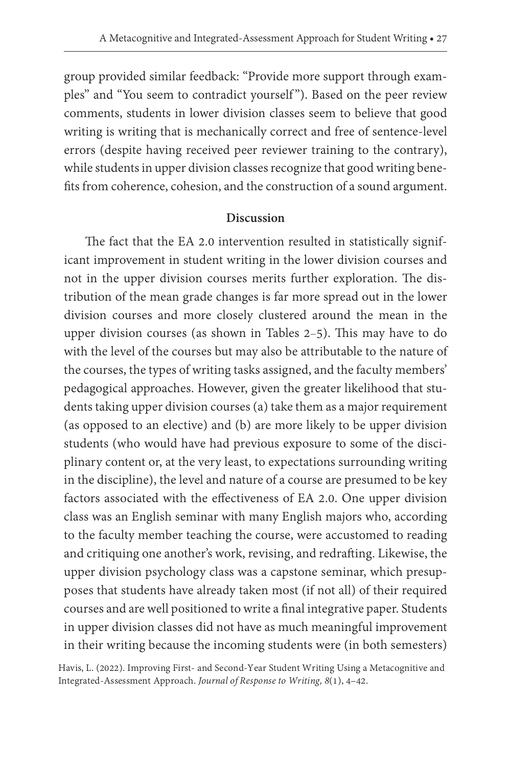group provided similar feedback: "Provide more support through examples" and "You seem to contradict yourself"). Based on the peer review comments, students in lower division classes seem to believe that good writing is writing that is mechanically correct and free of sentence-level errors (despite having received peer reviewer training to the contrary), while students in upper division classes recognize that good writing benefits from coherence, cohesion, and the construction of a sound argument.

## Discussion

The fact that the EA 2.0 intervention resulted in statistically significant improvement in student writing in the lower division courses and not in the upper division courses merits further exploration. The distribution of the mean grade changes is far more spread out in the lower division courses and more closely clustered around the mean in the upper division courses (as shown in Tables 2–5). This may have to do with the level of the courses but may also be attributable to the nature of the courses, the types of writing tasks assigned, and the faculty members' pedagogical approaches. However, given the greater likelihood that students taking upper division courses (a) take them as a major requirement (as opposed to an elective) and (b) are more likely to be upper division students (who would have had previous exposure to some of the disciplinary content or, at the very least, to expectations surrounding writing in the discipline), the level and nature of a course are presumed to be key factors associated with the effectiveness of EA 2.0. One upper division class was an English seminar with many English majors who, according to the faculty member teaching the course, were accustomed to reading and critiquing one another's work, revising, and redrafting. Likewise, the upper division psychology class was a capstone seminar, which presupposes that students have already taken most (if not all) of their required courses and are well positioned to write a final integrative paper. Students in upper division classes did not have as much meaningful improvement in their writing because the incoming students were (in both semesters)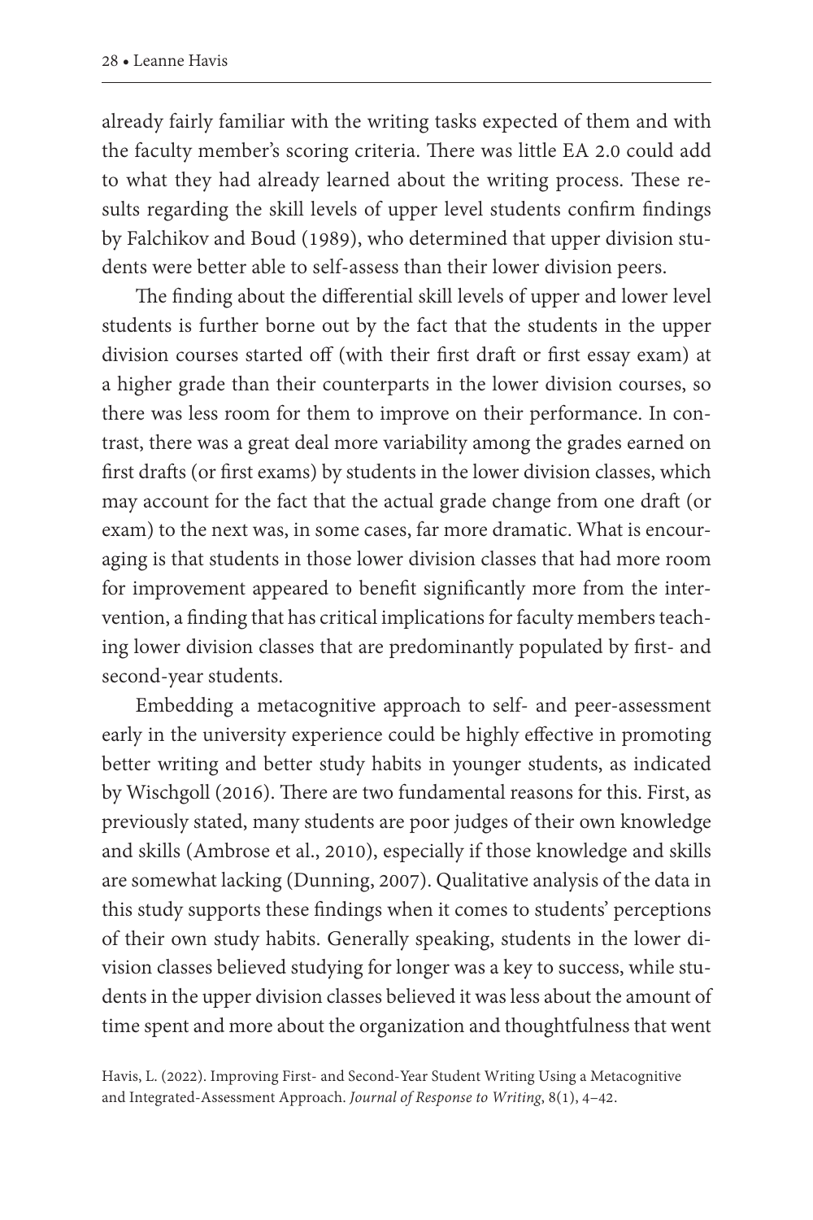already fairly familiar with the writing tasks expected of them and with the faculty member's scoring criteria. There was little EA 2.0 could add to what they had already learned about the writing process. These results regarding the skill levels of upper level students confirm findings by Falchikov and Boud (1989), who determined that upper division students were better able to self-assess than their lower division peers.

The finding about the differential skill levels of upper and lower level students is further borne out by the fact that the students in the upper division courses started off (with their first draft or first essay exam) at a higher grade than their counterparts in the lower division courses, so there was less room for them to improve on their performance. In contrast, there was a great deal more variability among the grades earned on first drafts (or first exams) by students in the lower division classes, which may account for the fact that the actual grade change from one draft (or exam) to the next was, in some cases, far more dramatic. What is encouraging is that students in those lower division classes that had more room for improvement appeared to benefit significantly more from the intervention, a finding that has critical implications for faculty members teaching lower division classes that are predominantly populated by first- and second-year students.

Embedding a metacognitive approach to self- and peer-assessment early in the university experience could be highly effective in promoting better writing and better study habits in younger students, as indicated by Wischgoll (2016). There are two fundamental reasons for this. First, as previously stated, many students are poor judges of their own knowledge and skills (Ambrose et al., 2010), especially if those knowledge and skills are somewhat lacking (Dunning, 2007). Qualitative analysis of the data in this study supports these findings when it comes to students' perceptions of their own study habits. Generally speaking, students in the lower division classes believed studying for longer was a key to success, while students in the upper division classes believed it was less about the amount of time spent and more about the organization and thoughtfulness that went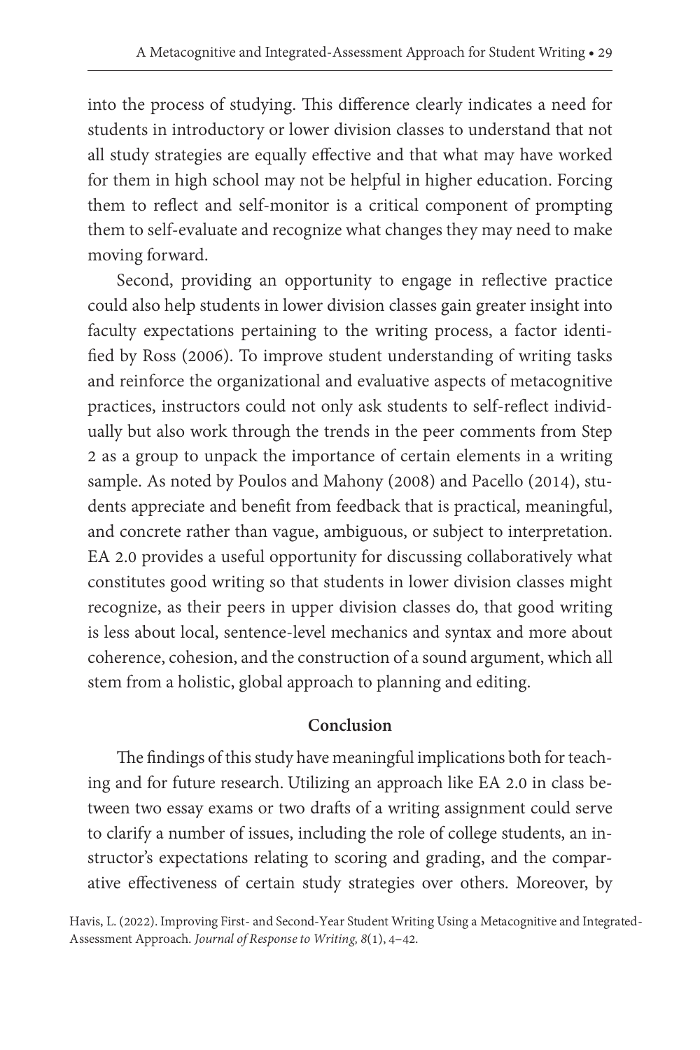into the process of studying. This difference clearly indicates a need for students in introductory or lower division classes to understand that not all study strategies are equally effective and that what may have worked for them in high school may not be helpful in higher education. Forcing them to reflect and self-monitor is a critical component of prompting them to self-evaluate and recognize what changes they may need to make moving forward.

Second, providing an opportunity to engage in reflective practice could also help students in lower division classes gain greater insight into faculty expectations pertaining to the writing process, a factor identified by Ross (2006). To improve student understanding of writing tasks and reinforce the organizational and evaluative aspects of metacognitive practices, instructors could not only ask students to self-reflect individually but also work through the trends in the peer comments from Step 2 as a group to unpack the importance of certain elements in a writing sample. As noted by Poulos and Mahony (2008) and Pacello (2014), students appreciate and benefit from feedback that is practical, meaningful, and concrete rather than vague, ambiguous, or subject to interpretation. EA 2.0 provides a useful opportunity for discussing collaboratively what constitutes good writing so that students in lower division classes might recognize, as their peers in upper division classes do, that good writing is less about local, sentence-level mechanics and syntax and more about coherence, cohesion, and the construction of a sound argument, which all stem from a holistic, global approach to planning and editing.

## Conclusion

The findings of this study have meaningful implications both for teaching and for future research. Utilizing an approach like EA 2.0 in class between two essay exams or two drafts of a writing assignment could serve to clarify a number of issues, including the role of college students, an instructor's expectations relating to scoring and grading, and the comparative effectiveness of certain study strategies over others. Moreover, by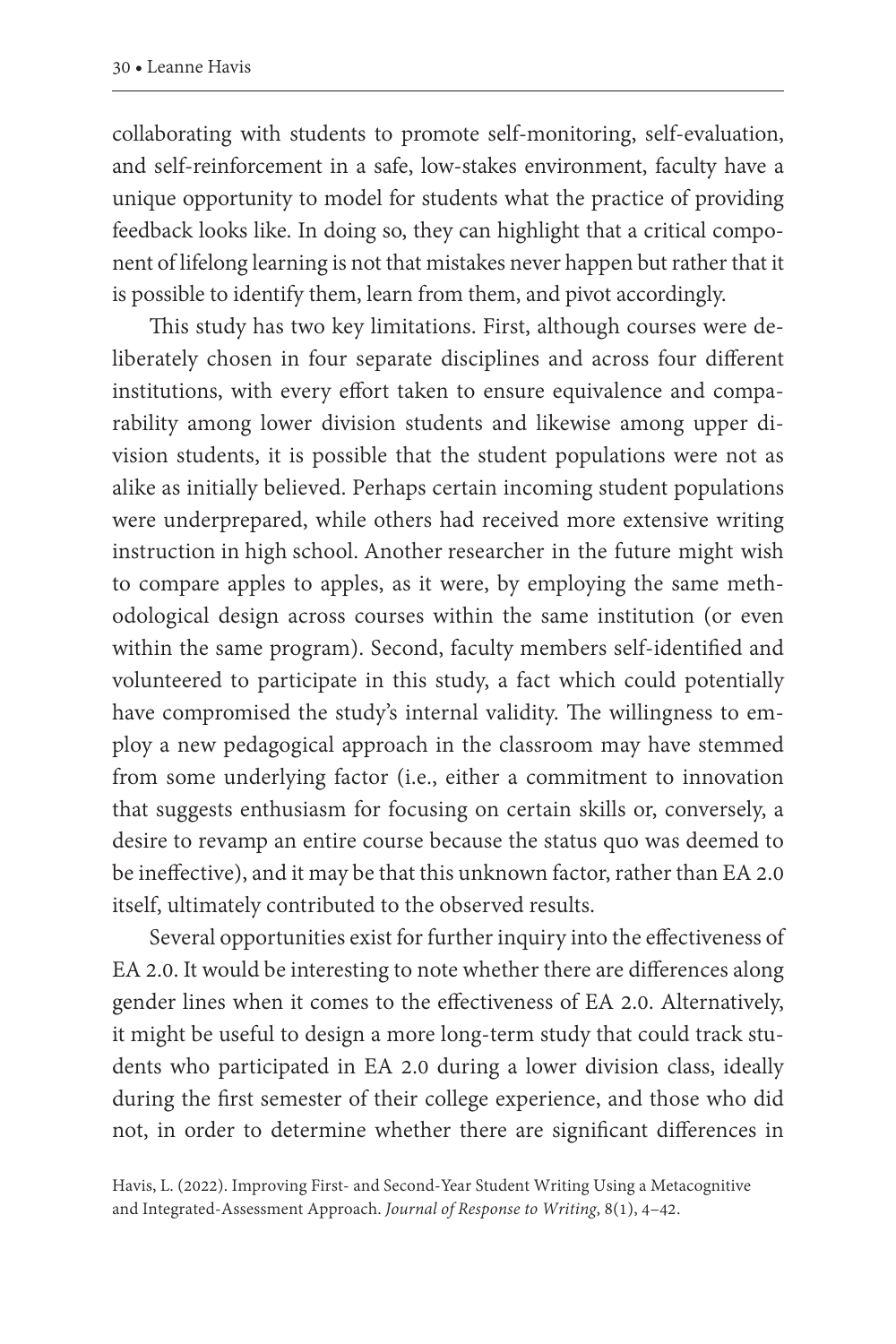collaborating with students to promote self-monitoring, self-evaluation, and self-reinforcement in a safe, low-stakes environment, faculty have a unique opportunity to model for students what the practice of providing feedback looks like. In doing so, they can highlight that a critical component of lifelong learning is not that mistakes never happen but rather that it is possible to identify them, learn from them, and pivot accordingly.

This study has two key limitations. First, although courses were deliberately chosen in four separate disciplines and across four different institutions, with every effort taken to ensure equivalence and comparability among lower division students and likewise among upper division students, it is possible that the student populations were not as alike as initially believed. Perhaps certain incoming student populations were underprepared, while others had received more extensive writing instruction in high school. Another researcher in the future might wish to compare apples to apples, as it were, by employing the same methodological design across courses within the same institution (or even within the same program). Second, faculty members self-identified and volunteered to participate in this study, a fact which could potentially have compromised the study's internal validity. The willingness to employ a new pedagogical approach in the classroom may have stemmed from some underlying factor (i.e., either a commitment to innovation that suggests enthusiasm for focusing on certain skills or, conversely, a desire to revamp an entire course because the status quo was deemed to be ineffective), and it may be that this unknown factor, rather than EA 2.0 itself, ultimately contributed to the observed results.

Several opportunities exist for further inquiry into the effectiveness of EA 2.0. It would be interesting to note whether there are differences along gender lines when it comes to the effectiveness of EA 2.0. Alternatively, it might be useful to design a more long-term study that could track students who participated in EA 2.0 during a lower division class, ideally during the first semester of their college experience, and those who did not, in order to determine whether there are significant differences in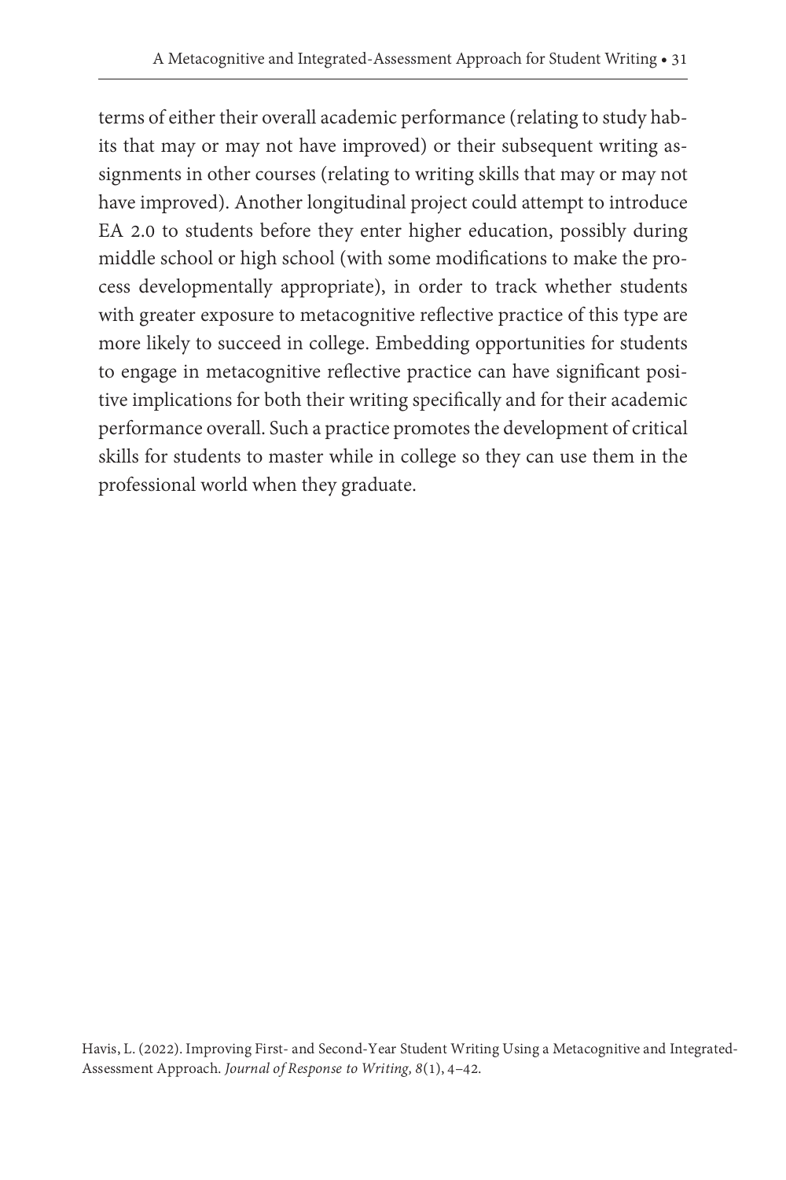terms of either their overall academic performance (relating to study habits that may or may not have improved) or their subsequent writing assignments in other courses (relating to writing skills that may or may not have improved). Another longitudinal project could attempt to introduce EA 2.0 to students before they enter higher education, possibly during middle school or high school (with some modifications to make the process developmentally appropriate), in order to track whether students with greater exposure to metacognitive reflective practice of this type are more likely to succeed in college. Embedding opportunities for students to engage in metacognitive reflective practice can have significant positive implications for both their writing specifically and for their academic performance overall. Such a practice promotes the development of critical skills for students to master while in college so they can use them in the professional world when they graduate.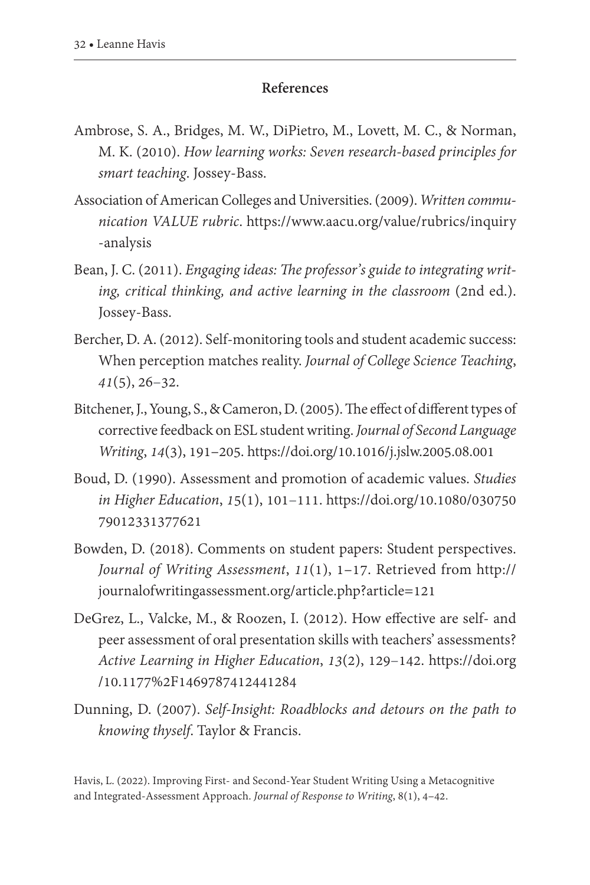## References

Ambrose, S. A., Bridges, M. W., DiPietro, M., Lovett, M. C., & Norman, M. K. (2010). *How learning works: Seven research-based principles for smart teaching*. Jossey-Bass.

Association of American Colleges and Universities. (2009). *Written communication VALUE rubric*. https://www.aacu.org/value/rubrics/inquiry-analysis

Bean, J. C. (2011). *Engaging ideas: The professor's guide to integrating writing, critical thinking, and active learning in the classroom* (2nd ed.). Jossey-Bass.

Bercher, D. A. (2012). Self-monitoring tools and student academic success: When perception matches reality. *Journal of College Science Teaching*, *41*(5), 26–32.

Bitchener, J., Young, S., & Cameron, D. (2005). The effect of different types of corrective feedback on ESL student writing. *Journal of Second Language Writing*, *14*(3), 191–205. https://doi.org/10.1016/j.jslw.2005.08.001

Boud, D. (1990). Assessment and promotion of academic values. *Studies in Higher Education*, *15*(1), 101–111. https://doi.org/10.1080/03075079012331377621

Bowden, D. (2018). Comments on student papers: Student perspectives. *Journal of Writing Assessment*, *11*(1), 1–17. Retrieved from http://journalofwritingassessment.org/article.php?article=121

DeGrez, L., Valcke, M., & Roozen, I. (2012). How effective are self- and peer assessment of oral presentation skills with teachers' assessments? *Active Learning in Higher Education*, *13*(2), 129–142. https://doi.org/10.1177%2F1469787412441284

Dunning, D. (2007). *Self-Insight: Roadblocks and detours on the path to knowing thyself*. Taylor & Francis.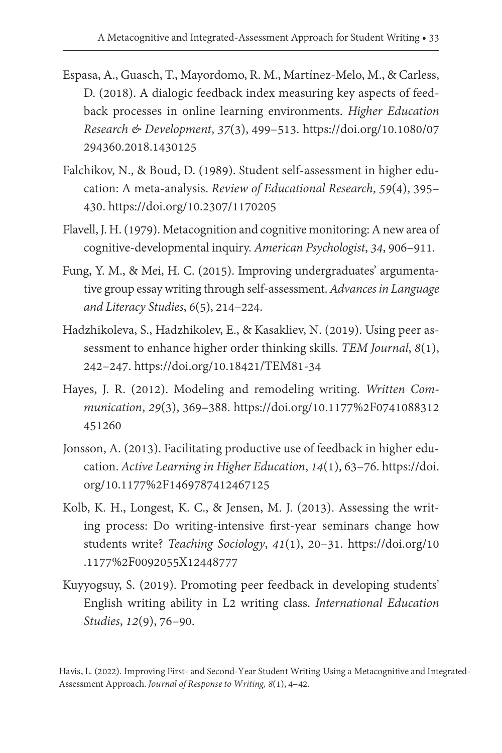Espasa, A., Guasch, T., Mayordomo, R. M., Martínez-Melo, M., & Carless, D. (2018). A dialogic feedback index measuring key aspects of feedback processes in online learning environments. *Higher Education Research & Development*, *37*(3), 499–513. https://doi.org/10.1080/07294360.2018.1430125

Falchikov, N., & Boud, D. (1989). Student self-assessment in higher education: A meta-analysis. *Review of Educational Research*, *59*(4), 395–430. https://doi.org/10.2307/1170205

Flavell, J. H. (1979). Metacognition and cognitive monitoring: A new area of cognitive-developmental inquiry. *American Psychologist*, *34*, 906–911.

Fung, Y. M., & Mei, H. C. (2015). Improving undergraduates' argumentative group essay writing through self-assessment. *Advances in Language and Literacy Studies*, *6*(5), 214–224.

Hadzhikoleva, S., Hadzhikolev, E., & Kasakliev, N. (2019). Using peer assessment to enhance higher order thinking skills. *TEM Journal*, *8*(1), 242–247. https://doi.org/10.18421/TEM81-34

Hayes, J. R. (2012). Modeling and remodeling writing. *Written Communication*, *29*(3), 369–388. https://doi.org/10.1177%2F0741088312451260

Jonsson, A. (2013). Facilitating productive use of feedback in higher education. *Active Learning in Higher Education*, *14*(1), 63–76. https://doi.org/10.1177%2F1469787412467125

Kolb, K. H., Longest, K. C., & Jensen, M. J. (2013). Assessing the writing process: Do writing-intensive first-year seminars change how students write? *Teaching Sociology*, *41*(1), 20–31. https://doi.org/10.1177%2F0092055X12448777

Kuyyogsuy, S. (2019). Promoting peer feedback in developing students' English writing ability in L2 writing class. *International Education Studies*, *12*(9), 76–90.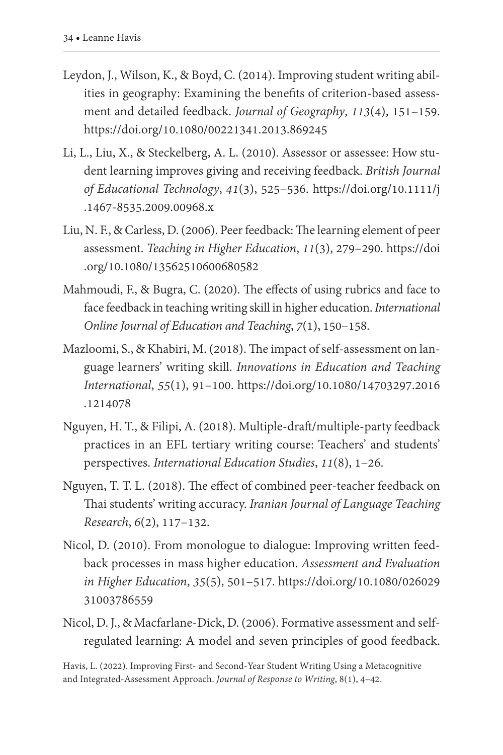Leydon, J., Wilson, K., & Boyd, C. (2014). Improving student writing abilities in geography: Examining the benefits of criterion-based assessment and detailed feedback. *Journal of Geography*, *113*(4), 151–159. https://doi.org/10.1080/00221341.2013.869245

Li, L., Liu, X., & Steckelberg, A. L. (2010). Assessor or assessee: How student learning improves giving and receiving feedback. *British Journal of Educational Technology*, *41*(3), 525–536. https://doi.org/10.1111/j.1467-8535.2009.00968.x

Liu, N. F., & Carless, D. (2006). Peer feedback: The learning element of peer assessment. *Teaching in Higher Education*, *11*(3), 279–290. https://doi.org/10.1080/13562510600680582

Mahmoudi, F., & Bugra, C. (2020). The effects of using rubrics and face to face feedback in teaching writing skill in higher education. *International Online Journal of Education and Teaching*, *7*(1), 150–158.

Mazloomi, S., & Khabiri, M. (2018). The impact of self-assessment on language learners' writing skill. *Innovations in Education and Teaching International*, *55*(1), 91–100. https://doi.org/10.1080/14703297.2016.1214078

Nguyen, H. T., & Filipi, A. (2018). Multiple-draft/multiple-party feedback practices in an EFL tertiary writing course: Teachers' and students' perspectives. *International Education Studies*, *11*(8), 1–26.

Nguyen, T. T. L. (2018). The effect of combined peer-teacher feedback on Thai students' writing accuracy. *Iranian Journal of Language Teaching Research*, *6*(2), 117–132.

Nicol, D. (2010). From monologue to dialogue: Improving written feedback processes in mass higher education. *Assessment and Evaluation in Higher Education*, *35*(5), 501–517. https://doi.org/10.1080/02602931003786559

Nicol, D. J., & Macfarlane-Dick, D. (2006). Formative assessment and self-regulated learning: A model and seven principles of good feedback.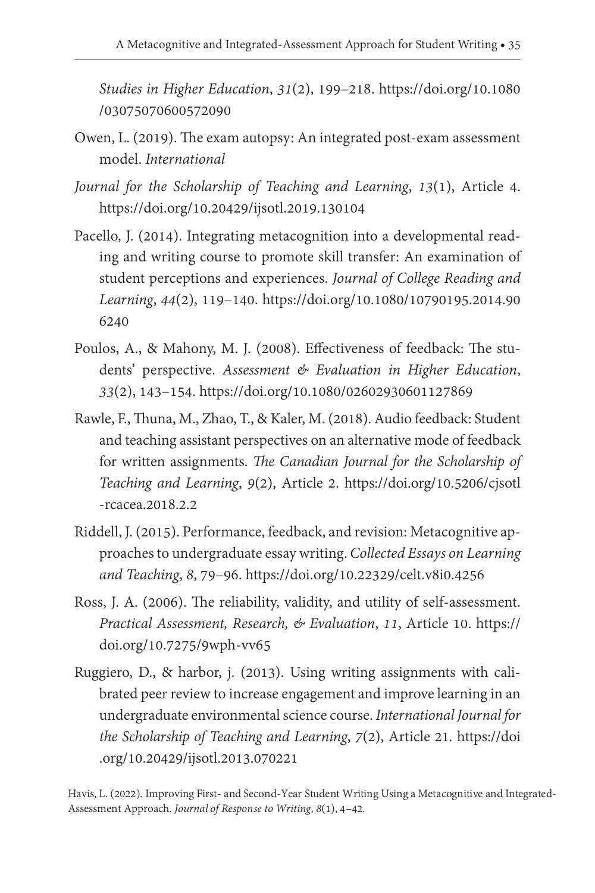*Studies in Higher Education*, *31*(2), 199–218. https://doi.org/10.1080/03075070600572090

Owen, L. (2019). The exam autopsy: An integrated post-exam assessment model. *International*

*Journal for the Scholarship of Teaching and Learning*, *13*(1), Article 4. https://doi.org/10.20429/ijsotl.2019.130104

Pacello, J. (2014). Integrating metacognition into a developmental reading and writing course to promote skill transfer: An examination of student perceptions and experiences. *Journal of College Reading and Learning*, *44*(2), 119–140. https://doi.org/10.1080/10790195.2014.906240

Poulos, A., & Mahony, M. J. (2008). Effectiveness of feedback: The students' perspective. *Assessment & Evaluation in Higher Education*, *33*(2), 143–154. https://doi.org/10.1080/02602930601127869

Rawle, F., Thuna, M., Zhao, T., & Kaler, M. (2018). Audio feedback: Student and teaching assistant perspectives on an alternative mode of feedback for written assignments. *The Canadian Journal for the Scholarship of Teaching and Learning*, *9*(2), Article 2. https://doi.org/10.5206/cjsotl-rcacea.2018.2.2

Riddell, J. (2015). Performance, feedback, and revision: Metacognitive approaches to undergraduate essay writing. *Collected Essays on Learning and Teaching*, *8*, 79–96. https://doi.org/10.22329/celt.v8i0.4256

Ross, J. A. (2006). The reliability, validity, and utility of self-assessment. *Practical Assessment, Research, & Evaluation*, *11*, Article 10. https://doi.org/10.7275/9wph-vv65

Ruggiero, D., & harbor, j. (2013). Using writing assignments with calibrated peer review to increase engagement and improve learning in an undergraduate environmental science course. *International Journal for the Scholarship of Teaching and Learning*, *7*(2), Article 21. https://doi.org/10.20429/ijsotl.2013.070221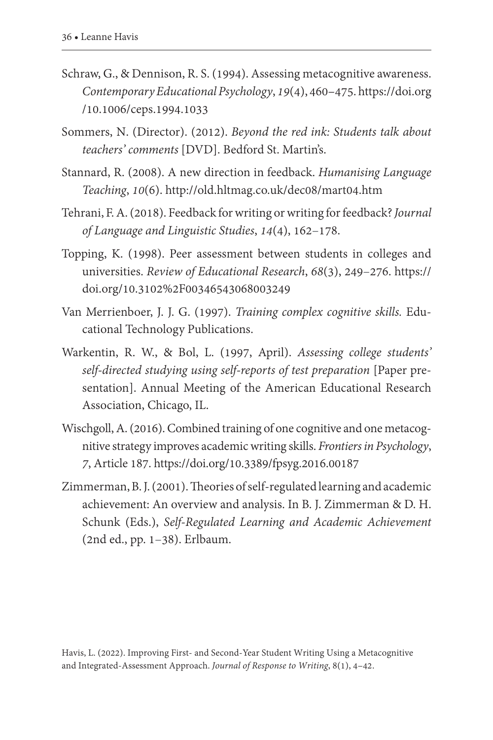Schraw, G., & Dennison, R. S. (1994). Assessing metacognitive awareness. *Contemporary Educational Psychology*, *19*(4), 460–475. https://doi.org/10.1006/ceps.1994.1033

Sommers, N. (Director). (2012). *Beyond the red ink: Students talk about teachers' comments* [DVD]. Bedford St. Martin's.

Stannard, R. (2008). A new direction in feedback. *Humanising Language Teaching*, *10*(6). http://old.hltmag.co.uk/dec08/mart04.htm

Tehrani, F. A. (2018). Feedback for writing or writing for feedback? *Journal of Language and Linguistic Studies*, *14*(4), 162–178.

Topping, K. (1998). Peer assessment between students in colleges and universities. *Review of Educational Research*, *68*(3), 249–276. https://doi.org/10.3102%2F00346543068003249

Van Merrienboer, J. J. G. (1997). *Training complex cognitive skills.* Educational Technology Publications.

Warkentin, R. W., & Bol, L. (1997, April). *Assessing college students' self-directed studying using self-reports of test preparation* [Paper presentation]. Annual Meeting of the American Educational Research Association, Chicago, IL.

Wischgoll, A. (2016). Combined training of one cognitive and one metacognitive strategy improves academic writing skills. *Frontiers in Psychology*, *7*, Article 187. https://doi.org/10.3389/fpsyg.2016.00187

Zimmerman, B. J. (2001). Theories of self-regulated learning and academic achievement: An overview and analysis. In B. J. Zimmerman & D. H. Schunk (Eds.), *Self-Regulated Learning and Academic Achievement* (2nd ed., pp. 1–38). Erlbaum.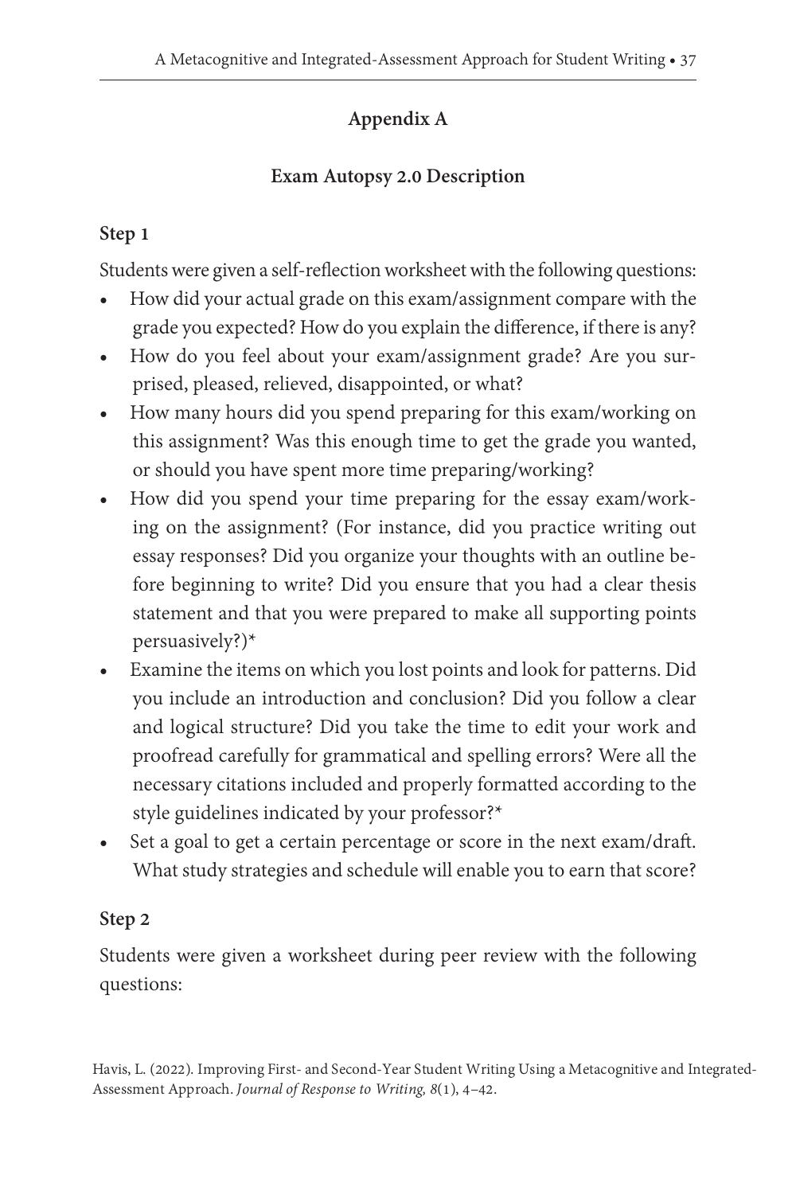## Appendix A

### Exam Autopsy 2.0 Description

**Step 1**

Students were given a self-reflection worksheet with the following questions:

- How did your actual grade on this exam/assignment compare with the grade you expected? How do you explain the difference, if there is any?
- How do you feel about your exam/assignment grade? Are you surprised, pleased, relieved, disappointed, or what?
- How many hours did you spend preparing for this exam/working on this assignment? Was this enough time to get the grade you wanted, or should you have spent more time preparing/working?
- How did you spend your time preparing for the essay exam/working on the assignment? (For instance, did you practice writing out essay responses? Did you organize your thoughts with an outline before beginning to write? Did you ensure that you had a clear thesis statement and that you were prepared to make all supporting points persuasively?)*
- Examine the items on which you lost points and look for patterns. Did you include an introduction and conclusion? Did you follow a clear and logical structure? Did you take the time to edit your work and proofread carefully for grammatical and spelling errors? Were all the necessary citations included and properly formatted according to the style guidelines indicated by your professor?*
- Set a goal to get a certain percentage or score in the next exam/draft. What study strategies and schedule will enable you to earn that score?

**Step 2**

Students were given a worksheet during peer review with the following questions:

Havis, L. (2022). Improving First- and Second-Year Student Writing Using a Metacognitive and Integrated-Assessment Approach. *Journal of Response to Writing, 8*(1), 4–42.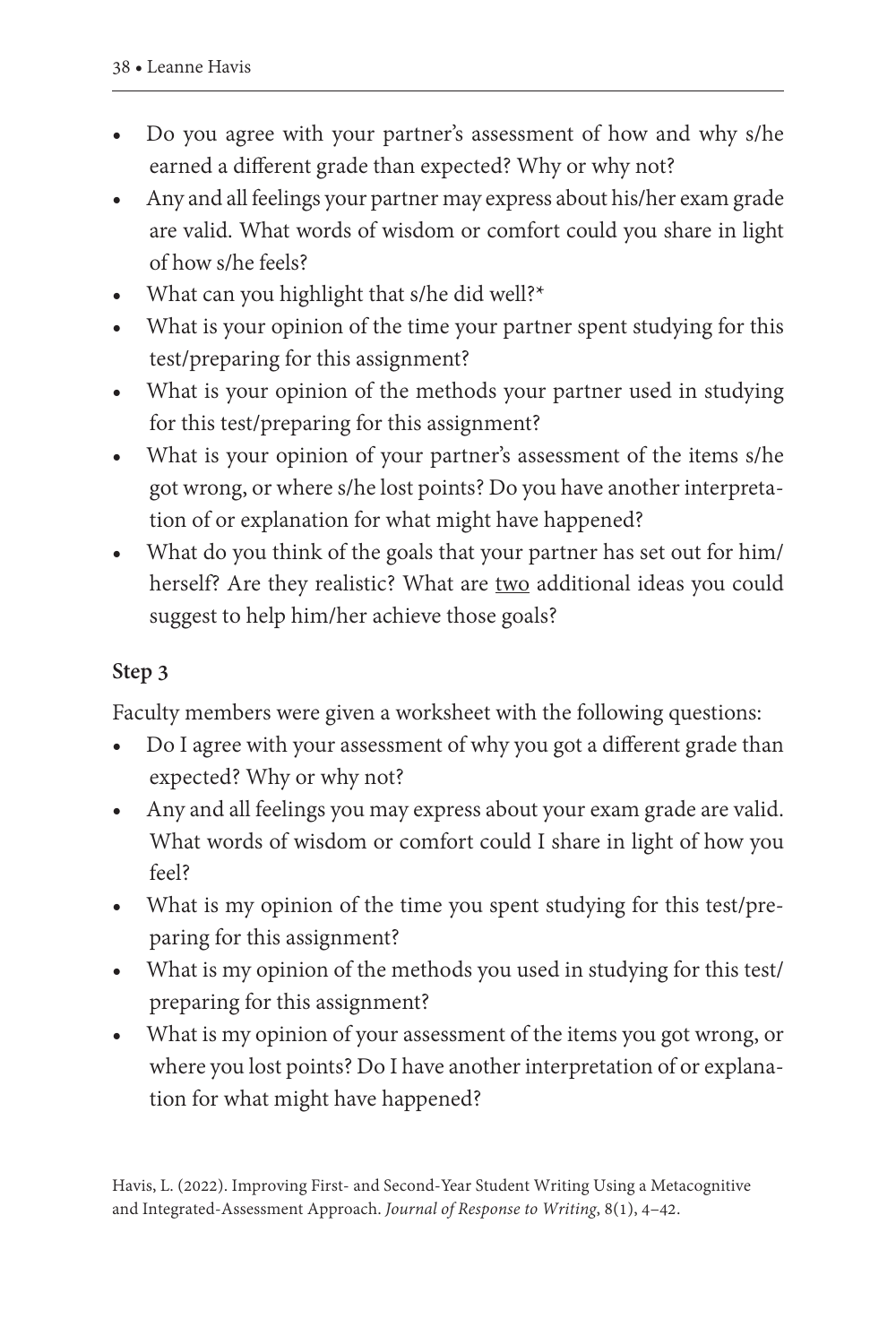- Do you agree with your partner's assessment of how and why s/he earned a different grade than expected? Why or why not?
- Any and all feelings your partner may express about his/her exam grade are valid. What words of wisdom or comfort could you share in light of how s/he feels?
- What can you highlight that s/he did well?*
- What is your opinion of the time your partner spent studying for this test/preparing for this assignment?
- What is your opinion of the methods your partner used in studying for this test/preparing for this assignment?
- What is your opinion of your partner's assessment of the items s/he got wrong, or where s/he lost points? Do you have another interpretation of or explanation for what might have happened?
- What do you think of the goals that your partner has set out for him/herself? Are they realistic? What are <u>two</u> additional ideas you could suggest to help him/her achieve those goals?

**Step 3**

Faculty members were given a worksheet with the following questions:

- Do I agree with your assessment of why you got a different grade than expected? Why or why not?
- Any and all feelings you may express about your exam grade are valid. What words of wisdom or comfort could I share in light of how you feel?
- What is my opinion of the time you spent studying for this test/preparing for this assignment?
- What is my opinion of the methods you used in studying for this test/preparing for this assignment?
- What is my opinion of your assessment of the items you got wrong, or where you lost points? Do I have another interpretation of or explanation for what might have happened?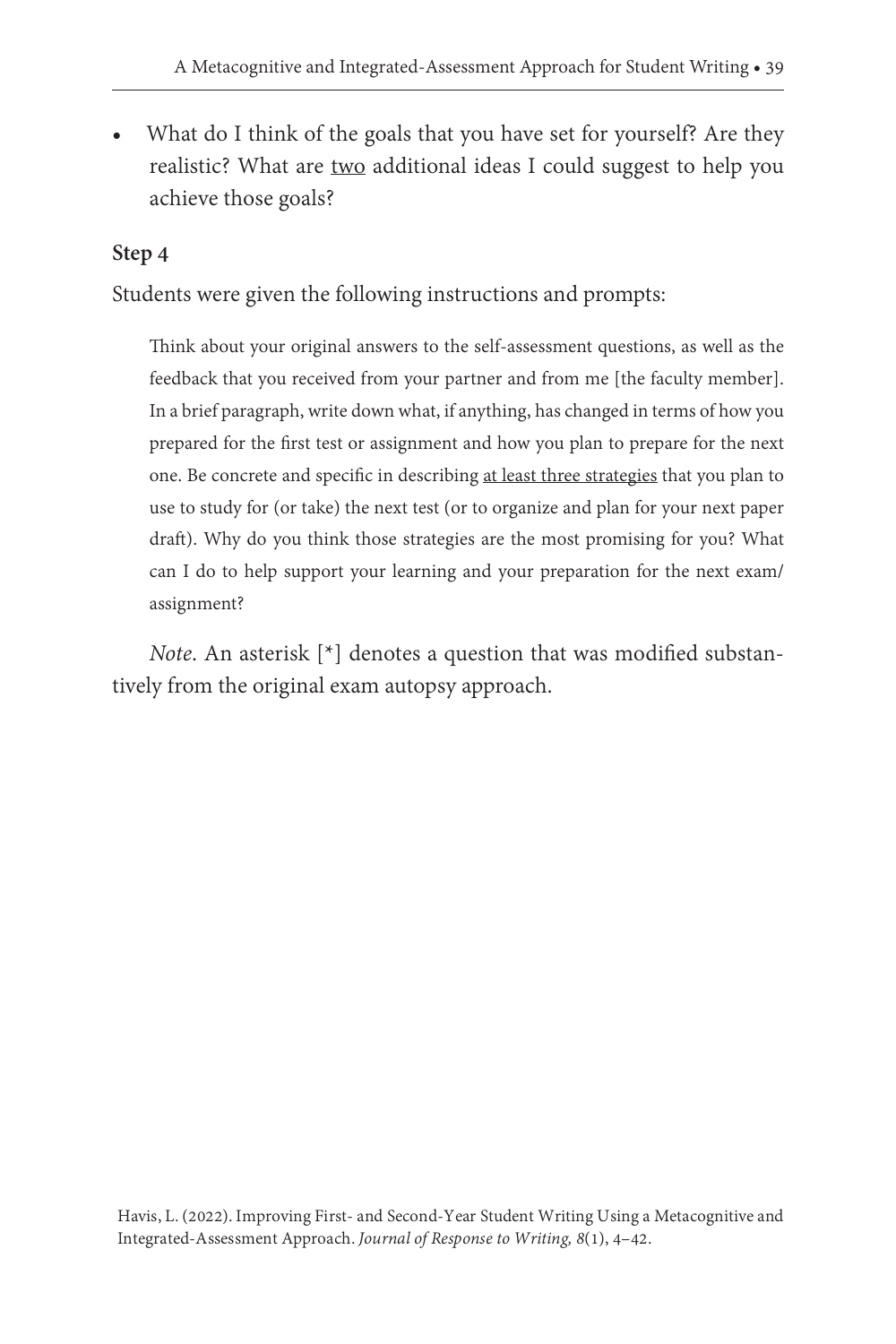- What do I think of the goals that you have set for yourself? Are they realistic? What are <u>two</u> additional ideas I could suggest to help you achieve those goals?

**Step 4**

Students were given the following instructions and prompts:

> Think about your original answers to the self-assessment questions, as well as the feedback that you received from your partner and from me [the faculty member]. In a brief paragraph, write down what, if anything, has changed in terms of how you prepared for the first test or assignment and how you plan to prepare for the next one. Be concrete and specific in describing <u>at least three strategies</u> that you plan to use to study for (or take) the next test (or to organize and plan for your next paper draft). Why do you think those strategies are the most promising for you? What can I do to help support your learning and your preparation for the next exam/assignment?

*Note.* An asterisk [*] denotes a question that was modified substantively from the original exam autopsy approach.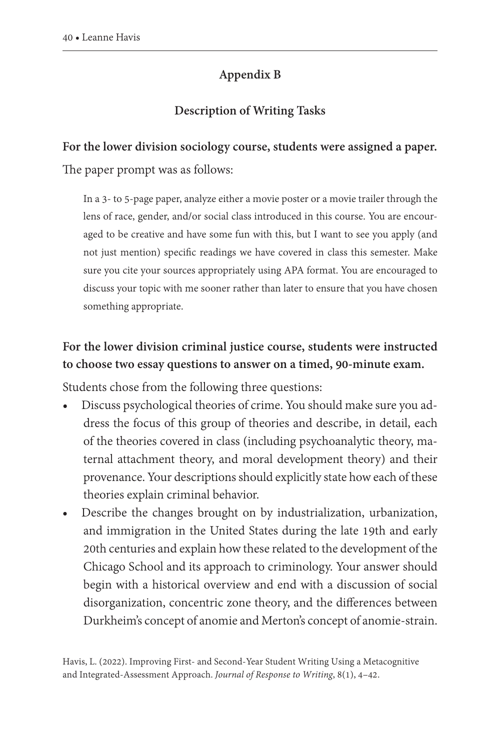## Appendix B

### Description of Writing Tasks

**For the lower division sociology course, students were assigned a paper.**

The paper prompt was as follows:

> In a 3- to 5-page paper, analyze either a movie poster or a movie trailer through the lens of race, gender, and/or social class introduced in this course. You are encouraged to be creative and have some fun with this, but I want to see you apply (and not just mention) specific readings we have covered in class this semester. Make sure you cite your sources appropriately using APA format. You are encouraged to discuss your topic with me sooner rather than later to ensure that you have chosen something appropriate.

**For the lower division criminal justice course, students were instructed to choose two essay questions to answer on a timed, 90-minute exam.**

Students chose from the following three questions:

- Discuss psychological theories of crime. You should make sure you address the focus of this group of theories and describe, in detail, each of the theories covered in class (including psychoanalytic theory, maternal attachment theory, and moral development theory) and their provenance. Your descriptions should explicitly state how each of these theories explain criminal behavior.
- Describe the changes brought on by industrialization, urbanization, and immigration in the United States during the late 19th and early 20th centuries and explain how these related to the development of the Chicago School and its approach to criminology. Your answer should begin with a historical overview and end with a discussion of social disorganization, concentric zone theory, and the differences between Durkheim's concept of anomie and Merton's concept of anomie-strain.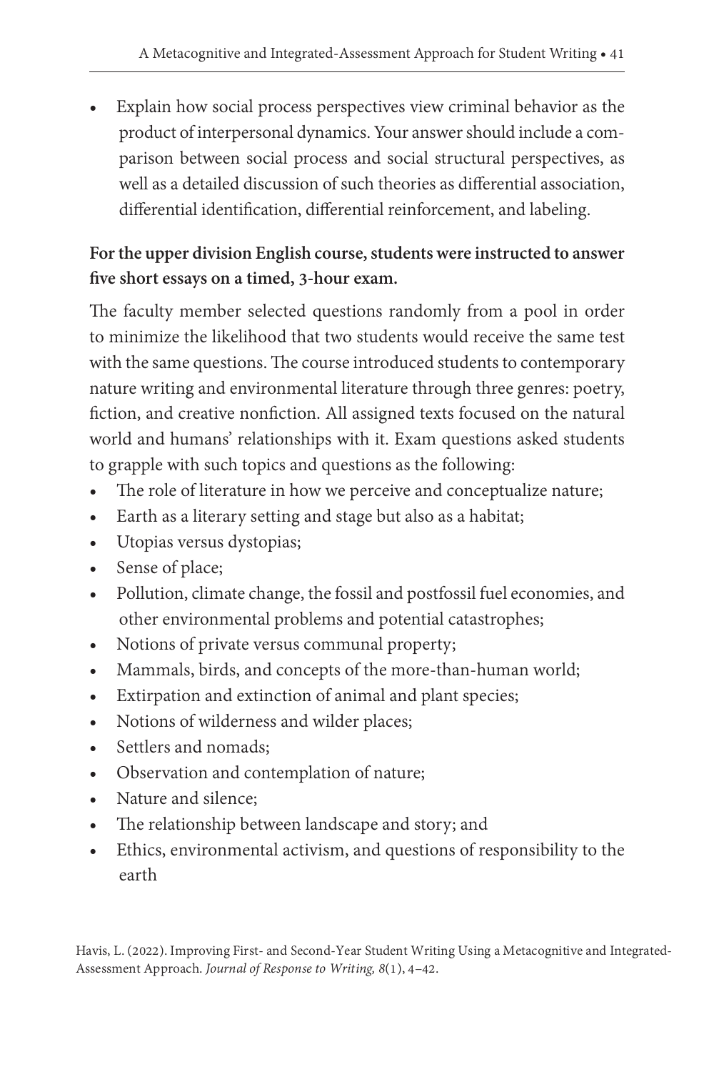- Explain how social process perspectives view criminal behavior as the product of interpersonal dynamics. Your answer should include a comparison between social process and social structural perspectives, as well as a detailed discussion of such theories as differential association, differential identification, differential reinforcement, and labeling.

**For the upper division English course, students were instructed to answer five short essays on a timed, 3-hour exam.**

The faculty member selected questions randomly from a pool in order to minimize the likelihood that two students would receive the same test with the same questions. The course introduced students to contemporary nature writing and environmental literature through three genres: poetry, fiction, and creative nonfiction. All assigned texts focused on the natural world and humans' relationships with it. Exam questions asked students to grapple with such topics and questions as the following:

- The role of literature in how we perceive and conceptualize nature;
- Earth as a literary setting and stage but also as a habitat;
- Utopias versus dystopias;
- Sense of place;
- Pollution, climate change, the fossil and postfossil fuel economies, and other environmental problems and potential catastrophes;
- Notions of private versus communal property;
- Mammals, birds, and concepts of the more-than-human world;
- Extirpation and extinction of animal and plant species;
- Notions of wilderness and wilder places;
- Settlers and nomads;
- Observation and contemplation of nature;
- Nature and silence;
- The relationship between landscape and story; and
- Ethics, environmental activism, and questions of responsibility to the earth

Havis, L. (2022). Improving First- and Second-Year Student Writing Using a Metacognitive and Integrated-Assessment Approach. *Journal of Response to Writing, 8*(1), 4–42.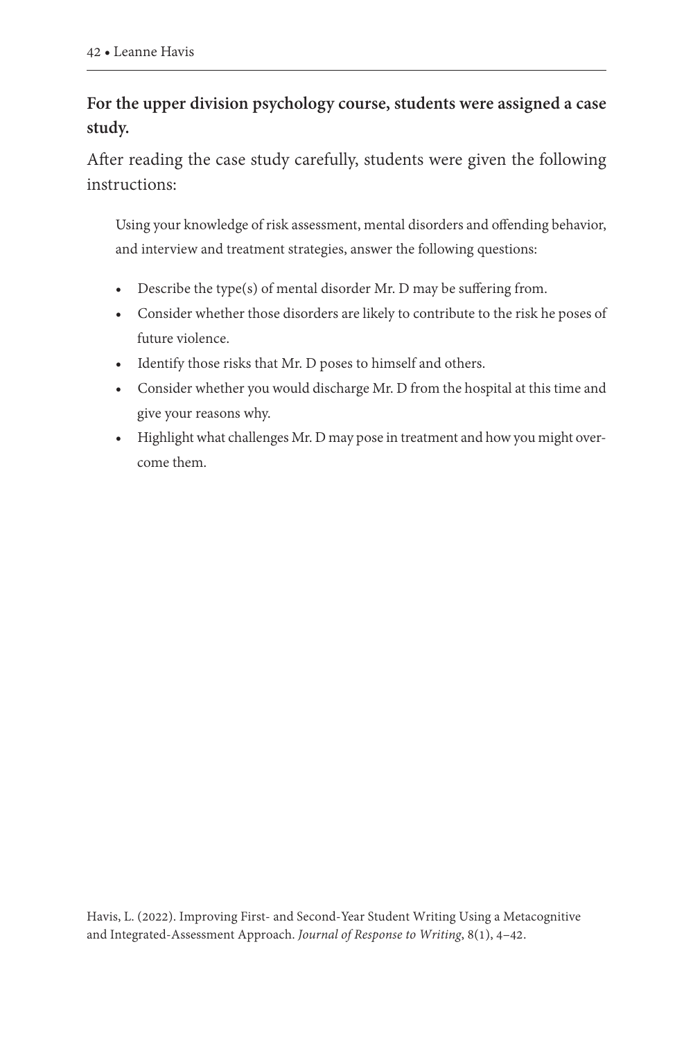**For the upper division psychology course, students were assigned a case study.**

After reading the case study carefully, students were given the following instructions:

> Using your knowledge of risk assessment, mental disorders and offending behavior, and interview and treatment strategies, answer the following questions:
>
> - Describe the type(s) of mental disorder Mr. D may be suffering from.
> - Consider whether those disorders are likely to contribute to the risk he poses of future violence.
> - Identify those risks that Mr. D poses to himself and others.
> - Consider whether you would discharge Mr. D from the hospital at this time and give your reasons why.
> - Highlight what challenges Mr. D may pose in treatment and how you might overcome them.

Havis, L. (2022). Improving First- and Second-Year Student Writing Using a Metacognitive and Integrated-Assessment Approach. *Journal of Response to Writing*, 8(1), 4–42.